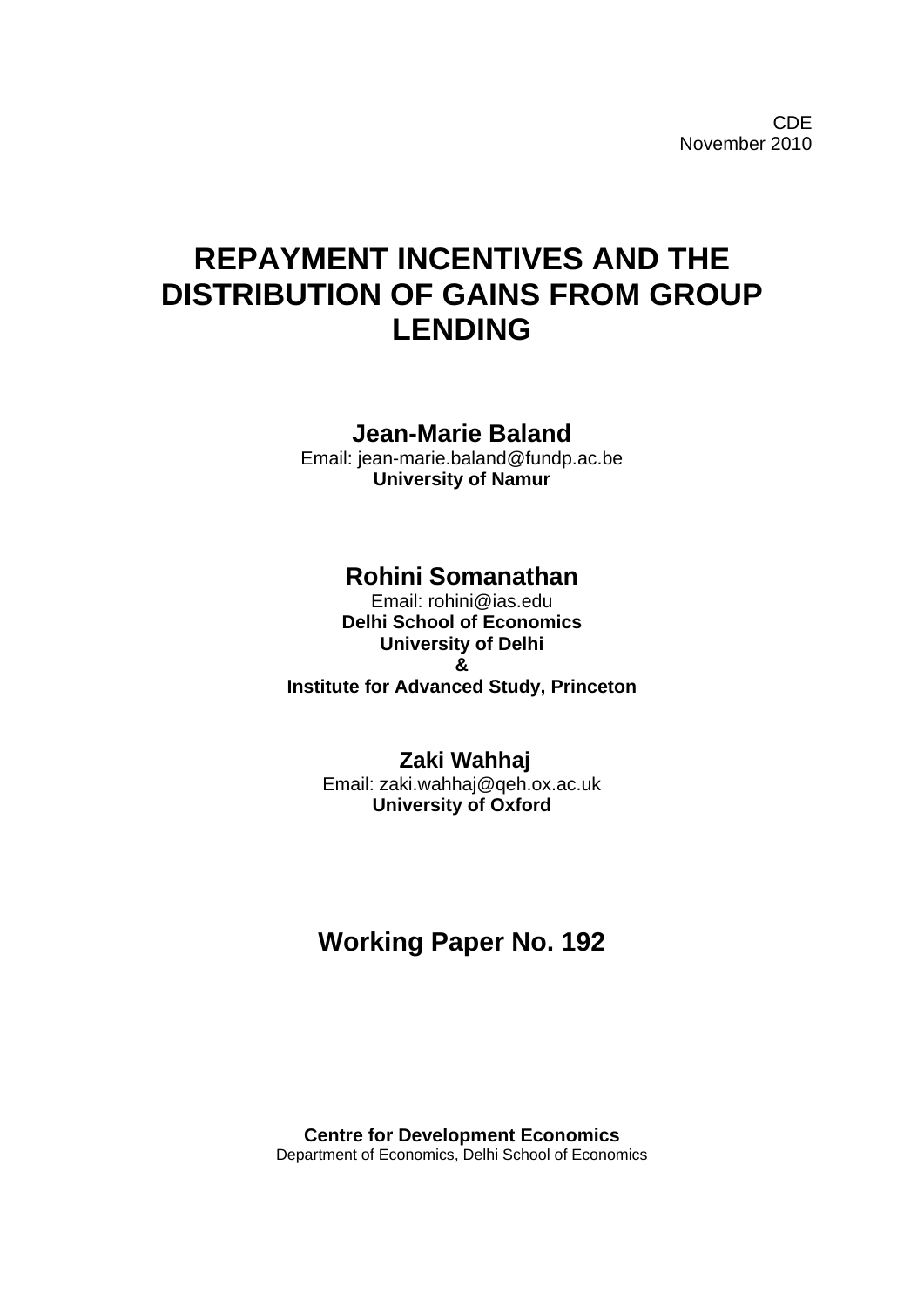CDE
November 2010

# REPAYMENT INCENTIVES AND THE DISTRIBUTION OF GAINS FROM GROUP LENDING

**Jean-Marie Baland**
Email: jean-marie.baland@fundp.ac.be
**University of Namur**

**Rohini Somanathan**
Email: rohini@ias.edu
**Delhi School of Economics**
**University of Delhi**
**&**
**Institute for Advanced Study, Princeton**

**Zaki Wahhaj**
Email: zaki.wahhaj@qeh.ox.ac.uk
**University of Oxford**

## Working Paper No. 192

**Centre for Development Economics**
Department of Economics, Delhi School of Economics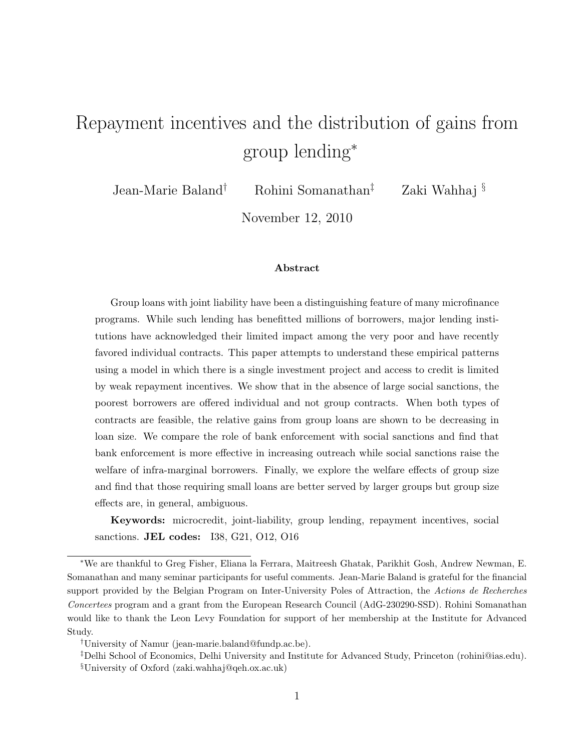// Repayment incentives and the distribution of gains from group lending[*]

Jean-Marie Baland[†] Rohini Somanathan[‡] Zaki Wahhaj[§]

November 12, 2010

**Abstract**

Group loans with joint liability have been a distinguishing feature of many microfinance programs. While such lending has benefitted millions of borrowers, major lending institutions have acknowledged their limited impact among the very poor and have recently favored individual contracts. This paper attempts to understand these empirical patterns using a model in which there is a single investment project and access to credit is limited by weak repayment incentives. We show that in the absence of large social sanctions, the poorest borrowers are offered individual and not group contracts. When both types of contracts are feasible, the relative gains from group loans are shown to be decreasing in loan size. We compare the role of bank enforcement with social sanctions and find that bank enforcement is more effective in increasing outreach while social sanctions raise the welfare of infra-marginal borrowers. Finally, we explore the welfare effects of group size and find that those requiring small loans are better served by larger groups but group size effects are, in general, ambiguous.

**Keywords:** microcredit, joint-liability, group lending, repayment incentives, social sanctions. **JEL codes:** I38, G21, O12, O16

---

[*]We are thankful to Greg Fisher, Eliana la Ferrara, Maitreesh Ghatak, Parikhit Gosh, Andrew Newman, E. Somanathan and many seminar participants for useful comments. Jean-Marie Baland is grateful for the financial support provided by the Belgian Program on Inter-University Poles of Attraction, the *Actions de Recherches Concertees* program and a grant from the European Research Council (AdG-230290-SSD). Rohini Somanathan would like to thank the Leon Levy Foundation for support of her membership at the Institute for Advanced Study.

[†]University of Namur (jean-marie.baland@fundp.ac.be).

[‡]Delhi School of Economics, Delhi University and Institute for Advanced Study, Princeton (rohini@ias.edu).

[§]University of Oxford (zaki.wahhaj@qeh.ox.ac.uk)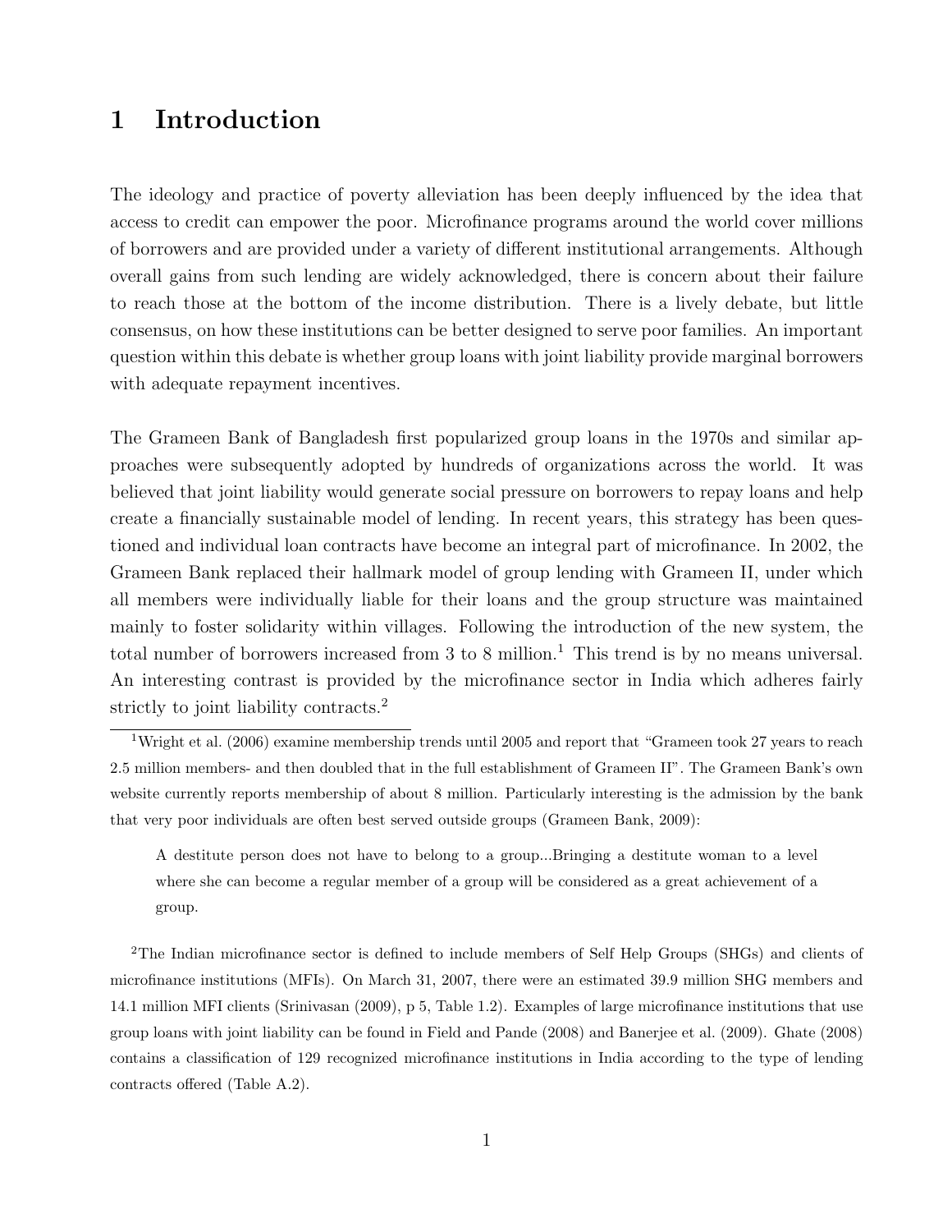# 1 Introduction

The ideology and practice of poverty alleviation has been deeply influenced by the idea that access to credit can empower the poor. Microfinance programs around the world cover millions of borrowers and are provided under a variety of different institutional arrangements. Although overall gains from such lending are widely acknowledged, there is concern about their failure to reach those at the bottom of the income distribution. There is a lively debate, but little consensus, on how these institutions can be better designed to serve poor families. An important question within this debate is whether group loans with joint liability provide marginal borrowers with adequate repayment incentives.

The Grameen Bank of Bangladesh first popularized group loans in the 1970s and similar approaches were subsequently adopted by hundreds of organizations across the world. It was believed that joint liability would generate social pressure on borrowers to repay loans and help create a financially sustainable model of lending. In recent years, this strategy has been questioned and individual loan contracts have become an integral part of microfinance. In 2002, the Grameen Bank replaced their hallmark model of group lending with Grameen II, under which all members were individually liable for their loans and the group structure was maintained mainly to foster solidarity within villages. Following the introduction of the new system, the total number of borrowers increased from 3 to 8 million.[1] This trend is by no means universal. An interesting contrast is provided by the microfinance sector in India which adheres fairly strictly to joint liability contracts.[2]

[1] Wright et al. (2006) examine membership trends until 2005 and report that "Grameen took 27 years to reach 2.5 million members- and then doubled that in the full establishment of Grameen II". The Grameen Bank's own website currently reports membership of about 8 million. Particularly interesting is the admission by the bank that very poor individuals are often best served outside groups (Grameen Bank, 2009):

> A destitute person does not have to belong to a group...Bringing a destitute woman to a level where she can become a regular member of a group will be considered as a great achievement of a group.

[2] The Indian microfinance sector is defined to include members of Self Help Groups (SHGs) and clients of microfinance institutions (MFIs). On March 31, 2007, there were an estimated 39.9 million SHG members and 14.1 million MFI clients (Srinivasan (2009), p 5, Table 1.2). Examples of large microfinance institutions that use group loans with joint liability can be found in Field and Pande (2008) and Banerjee et al. (2009). Ghate (2008) contains a classification of 129 recognized microfinance institutions in India according to the type of lending contracts offered (Table A.2).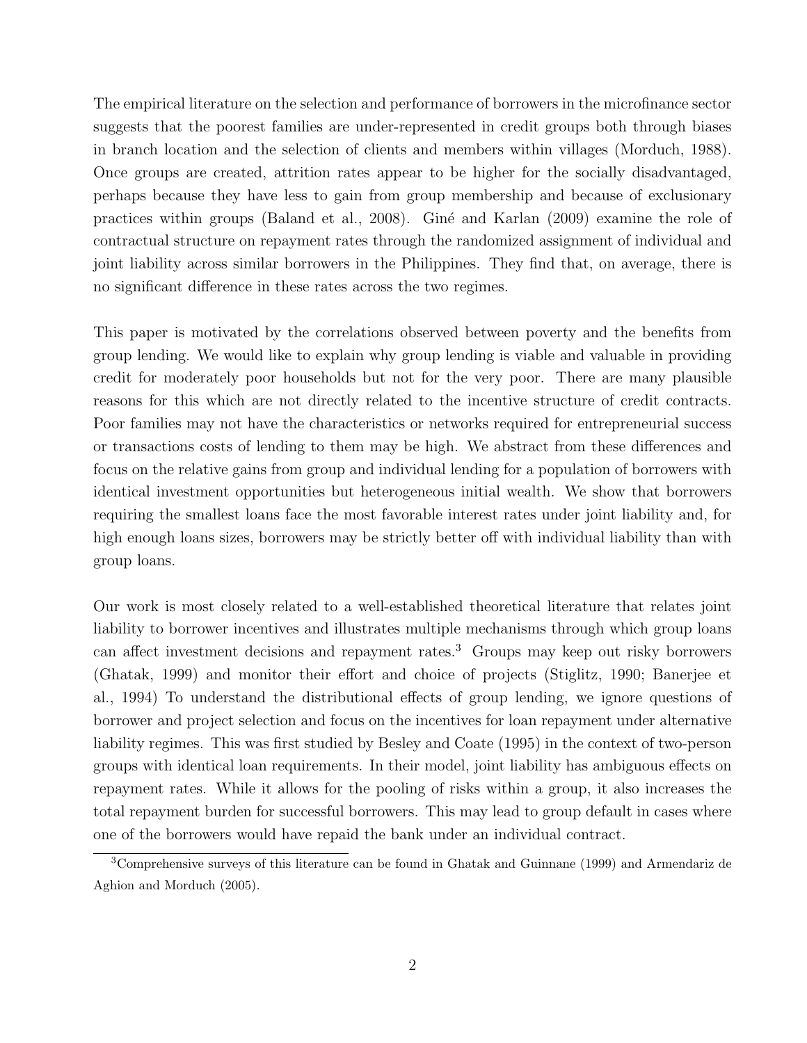The empirical literature on the selection and performance of borrowers in the microfinance sector suggests that the poorest families are under-represented in credit groups both through biases in branch location and the selection of clients and members within villages (Morduch, 1988). Once groups are created, attrition rates appear to be higher for the socially disadvantaged, perhaps because they have less to gain from group membership and because of exclusionary practices within groups (Baland et al., 2008). Giné and Karlan (2009) examine the role of contractual structure on repayment rates through the randomized assignment of individual and joint liability across similar borrowers in the Philippines. They find that, on average, there is no significant difference in these rates across the two regimes.

This paper is motivated by the correlations observed between poverty and the benefits from group lending. We would like to explain why group lending is viable and valuable in providing credit for moderately poor households but not for the very poor. There are many plausible reasons for this which are not directly related to the incentive structure of credit contracts. Poor families may not have the characteristics or networks required for entrepreneurial success or transactions costs of lending to them may be high. We abstract from these differences and focus on the relative gains from group and individual lending for a population of borrowers with identical investment opportunities but heterogeneous initial wealth. We show that borrowers requiring the smallest loans face the most favorable interest rates under joint liability and, for high enough loans sizes, borrowers may be strictly better off with individual liability than with group loans.

Our work is most closely related to a well-established theoretical literature that relates joint liability to borrower incentives and illustrates multiple mechanisms through which group loans can affect investment decisions and repayment rates.[3] Groups may keep out risky borrowers (Ghatak, 1999) and monitor their effort and choice of projects (Stiglitz, 1990; Banerjee et al., 1994) To understand the distributional effects of group lending, we ignore questions of borrower and project selection and focus on the incentives for loan repayment under alternative liability regimes. This was first studied by Besley and Coate (1995) in the context of two-person groups with identical loan requirements. In their model, joint liability has ambiguous effects on repayment rates. While it allows for the pooling of risks within a group, it also increases the total repayment burden for successful borrowers. This may lead to group default in cases where one of the borrowers would have repaid the bank under an individual contract.

[3] Comprehensive surveys of this literature can be found in Ghatak and Guinnane (1999) and Armendariz de Aghion and Morduch (2005).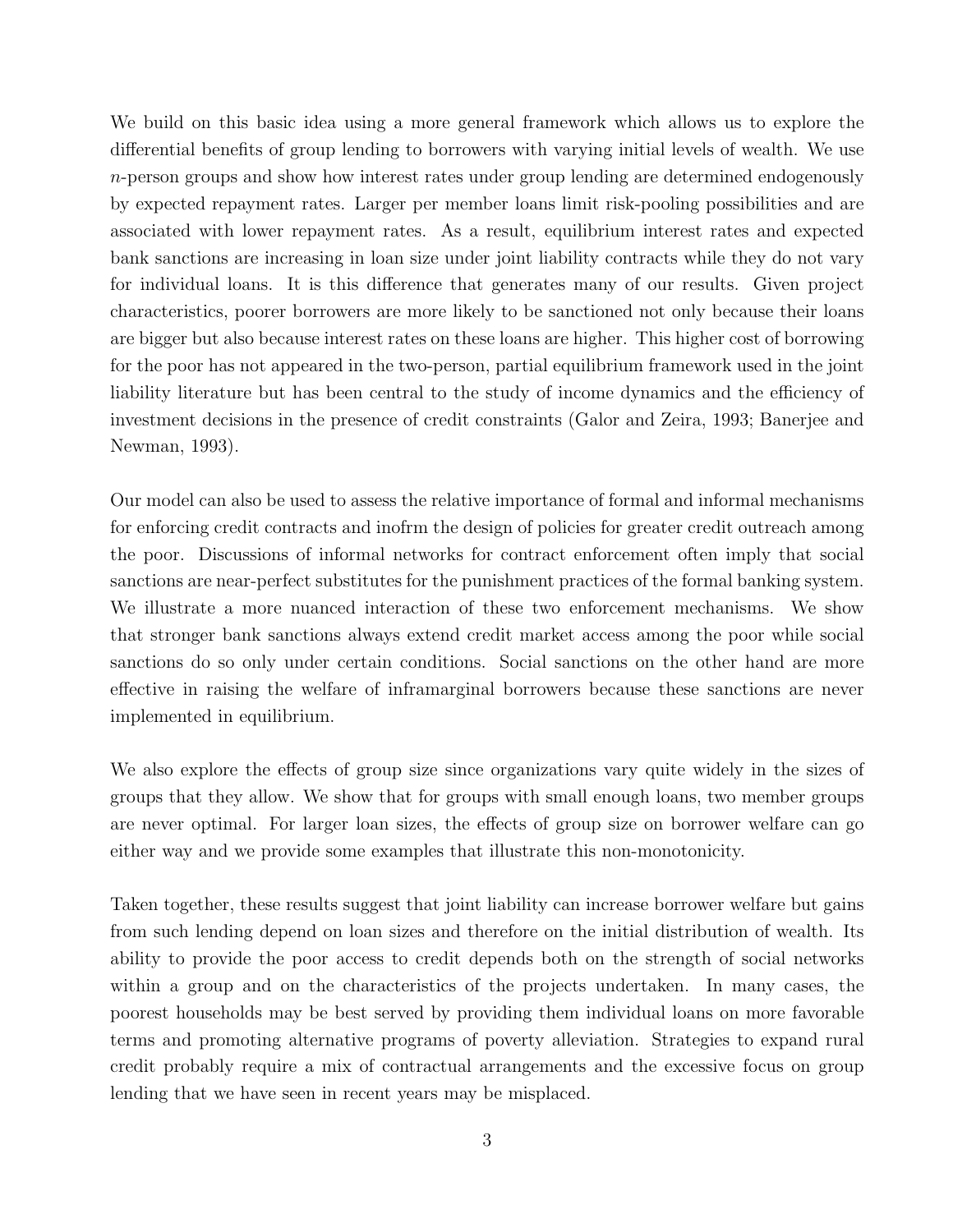We build on this basic idea using a more general framework which allows us to explore the differential benefits of group lending to borrowers with varying initial levels of wealth. We use $n$-person groups and show how interest rates under group lending are determined endogenously by expected repayment rates. Larger per member loans limit risk-pooling possibilities and are associated with lower repayment rates. As a result, equilibrium interest rates and expected bank sanctions are increasing in loan size under joint liability contracts while they do not vary for individual loans. It is this difference that generates many of our results. Given project characteristics, poorer borrowers are more likely to be sanctioned not only because their loans are bigger but also because interest rates on these loans are higher. This higher cost of borrowing for the poor has not appeared in the two-person, partial equilibrium framework used in the joint liability literature but has been central to the study of income dynamics and the efficiency of investment decisions in the presence of credit constraints (Galor and Zeira, 1993; Banerjee and Newman, 1993).

Our model can also be used to assess the relative importance of formal and informal mechanisms for enforcing credit contracts and inofrm the design of policies for greater credit outreach among the poor. Discussions of informal networks for contract enforcement often imply that social sanctions are near-perfect substitutes for the punishment practices of the formal banking system. We illustrate a more nuanced interaction of these two enforcement mechanisms. We show that stronger bank sanctions always extend credit market access among the poor while social sanctions do so only under certain conditions. Social sanctions on the other hand are more effective in raising the welfare of inframarginal borrowers because these sanctions are never implemented in equilibrium.

We also explore the effects of group size since organizations vary quite widely in the sizes of groups that they allow. We show that for groups with small enough loans, two member groups are never optimal. For larger loan sizes, the effects of group size on borrower welfare can go either way and we provide some examples that illustrate this non-monotonicity.

Taken together, these results suggest that joint liability can increase borrower welfare but gains from such lending depend on loan sizes and therefore on the initial distribution of wealth. Its ability to provide the poor access to credit depends both on the strength of social networks within a group and on the characteristics of the projects undertaken. In many cases, the poorest households may be best served by providing them individual loans on more favorable terms and promoting alternative programs of poverty alleviation. Strategies to expand rural credit probably require a mix of contractual arrangements and the excessive focus on group lending that we have seen in recent years may be misplaced.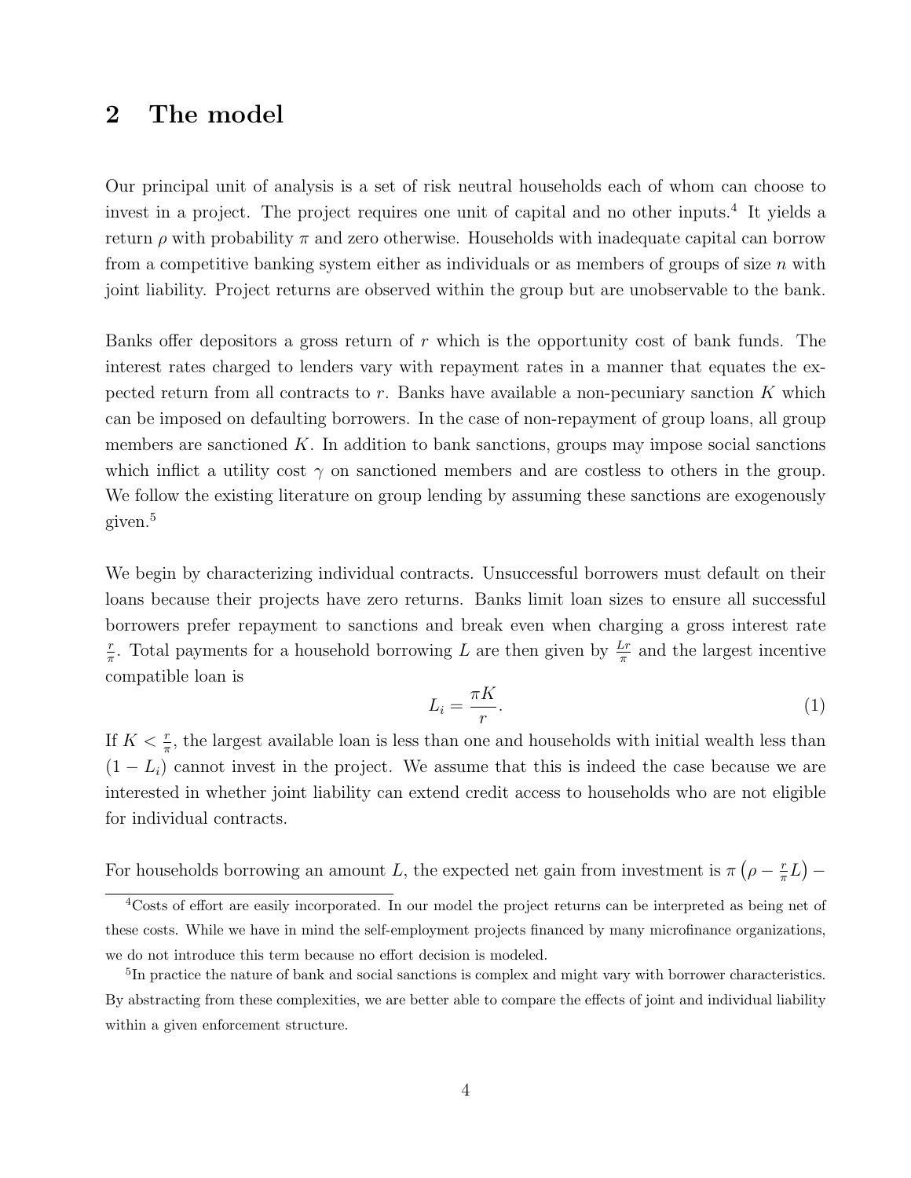## 2 The model

Our principal unit of analysis is a set of risk neutral households each of whom can choose to invest in a project. The project requires one unit of capital and no other inputs.[4] It yields a return $\rho$ with probability $\pi$ and zero otherwise. Households with inadequate capital can borrow from a competitive banking system either as individuals or as members of groups of size $n$ with joint liability. Project returns are observed within the group but are unobservable to the bank.

Banks offer depositors a gross return of $r$ which is the opportunity cost of bank funds. The interest rates charged to lenders vary with repayment rates in a manner that equates the expected return from all contracts to $r$. Banks have available a non-pecuniary sanction $K$ which can be imposed on defaulting borrowers. In the case of non-repayment of group loans, all group members are sanctioned $K$. In addition to bank sanctions, groups may impose social sanctions which inflict a utility cost $\gamma$ on sanctioned members and are costless to others in the group. We follow the existing literature on group lending by assuming these sanctions are exogenously given.[5]

We begin by characterizing individual contracts. Unsuccessful borrowers must default on their loans because their projects have zero returns. Banks limit loan sizes to ensure all successful borrowers prefer repayment to sanctions and break even when charging a gross interest rate $\frac{r}{\pi}$. Total payments for a household borrowing $L$ are then given by $\frac{Lr}{\pi}$ and the largest incentive compatible loan is

$$L_i = \frac{\pi K}{r}. \tag{1}$$

If $K < \frac{r}{\pi}$, the largest available loan is less than one and households with initial wealth less than $(1 - L_i)$ cannot invest in the project. We assume that this is indeed the case because we are interested in whether joint liability can extend credit access to households who are not eligible for individual contracts.

For households borrowing an amount $L$, the expected net gain from investment is $\pi\left(\rho - \frac{r}{\pi}L\right) -$

[4] Costs of effort are easily incorporated. In our model the project returns can be interpreted as being net of these costs. While we have in mind the self-employment projects financed by many microfinance organizations, we do not introduce this term because no effort decision is modeled.

[5] In practice the nature of bank and social sanctions is complex and might vary with borrower characteristics. By abstracting from these complexities, we are better able to compare the effects of joint and individual liability within a given enforcement structure.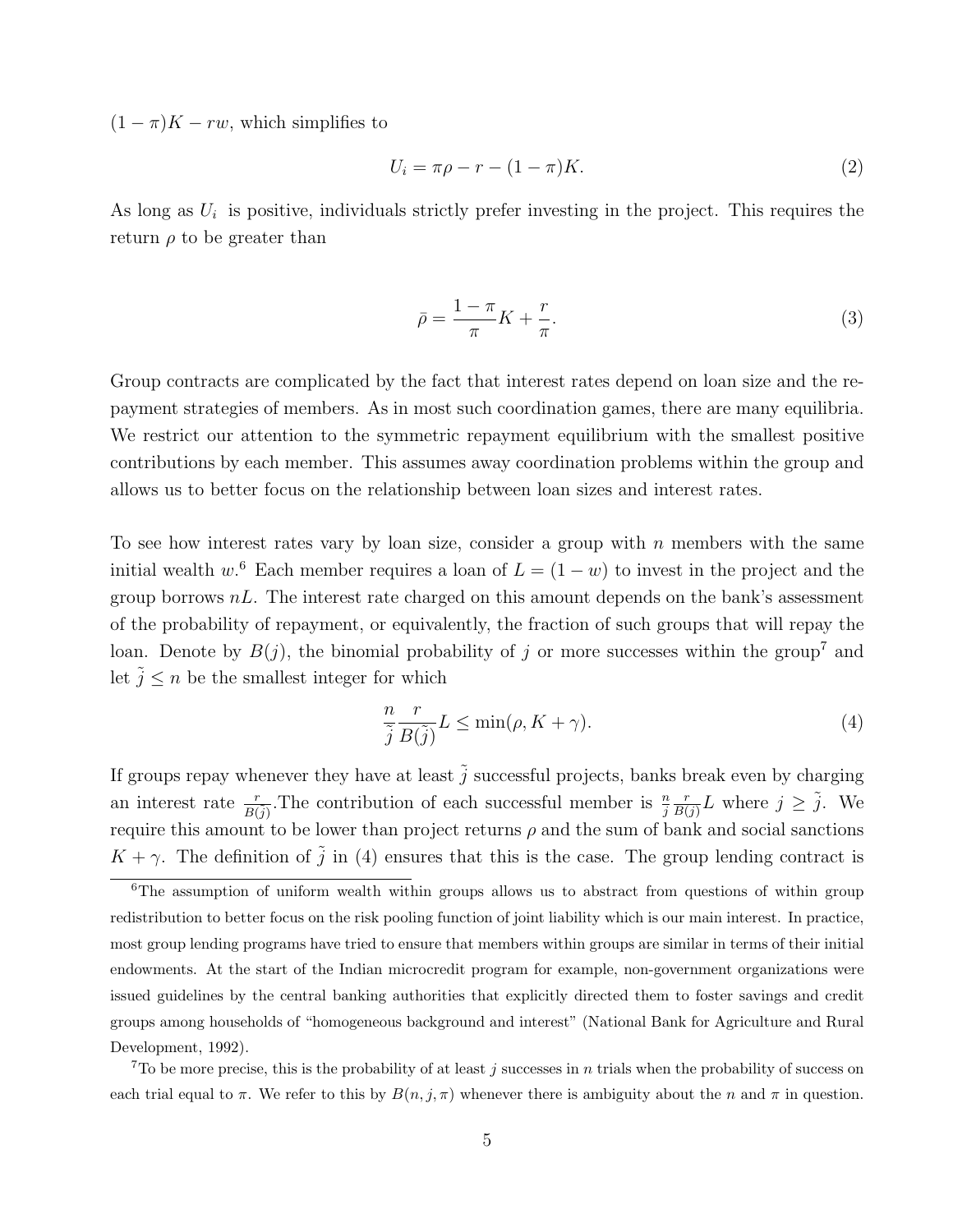$(1 - \pi)K - rw$, which simplifies to

$$U_i = \pi\rho - r - (1 - \pi)K. \tag{2}$$

As long as $U_i$ is positive, individuals strictly prefer investing in the project. This requires the return $\rho$ to be greater than

$$\bar{\rho} = \frac{1 - \pi}{\pi}K + \frac{r}{\pi}. \tag{3}$$

Group contracts are complicated by the fact that interest rates depend on loan size and the repayment strategies of members. As in most such coordination games, there are many equilibria. We restrict our attention to the symmetric repayment equilibrium with the smallest positive contributions by each member. This assumes away coordination problems within the group and allows us to better focus on the relationship between loan sizes and interest rates.

To see how interest rates vary by loan size, consider a group with $n$ members with the same initial wealth $w$.[6] Each member requires a loan of $L = (1 - w)$ to invest in the project and the group borrows $nL$. The interest rate charged on this amount depends on the bank's assessment of the probability of repayment, or equivalently, the fraction of such groups that will repay the loan. Denote by $B(j)$, the binomial probability of $j$ or more successes within the group[7] and let $\tilde{j} \leq n$ be the smallest integer for which

$$\frac{n}{\tilde{j}} \frac{r}{B(\tilde{j})} L \leq \min(\rho, K + \gamma). \tag{4}$$

If groups repay whenever they have at least $\tilde{j}$ successful projects, banks break even by charging an interest rate $\frac{r}{B(\tilde{j})}$.The contribution of each successful member is $\frac{n}{j}\frac{r}{B(\tilde{j})}L$ where $j \geq \tilde{j}$. We require this amount to be lower than project returns $\rho$ and the sum of bank and social sanctions $K + \gamma$. The definition of $\tilde{j}$ in (4) ensures that this is the case. The group lending contract is

---

[6] The assumption of uniform wealth within groups allows us to abstract from questions of within group redistribution to better focus on the risk pooling function of joint liability which is our main interest. In practice, most group lending programs have tried to ensure that members within groups are similar in terms of their initial endowments. At the start of the Indian microcredit program for example, non-government organizations were issued guidelines by the central banking authorities that explicitly directed them to foster savings and credit groups among households of "homogeneous background and interest" (National Bank for Agriculture and Rural Development, 1992).

[7] To be more precise, this is the probability of at least $j$ successes in $n$ trials when the probability of success on each trial equal to $\pi$. We refer to this by $B(n, j, \pi)$ whenever there is ambiguity about the $n$ and $\pi$ in question.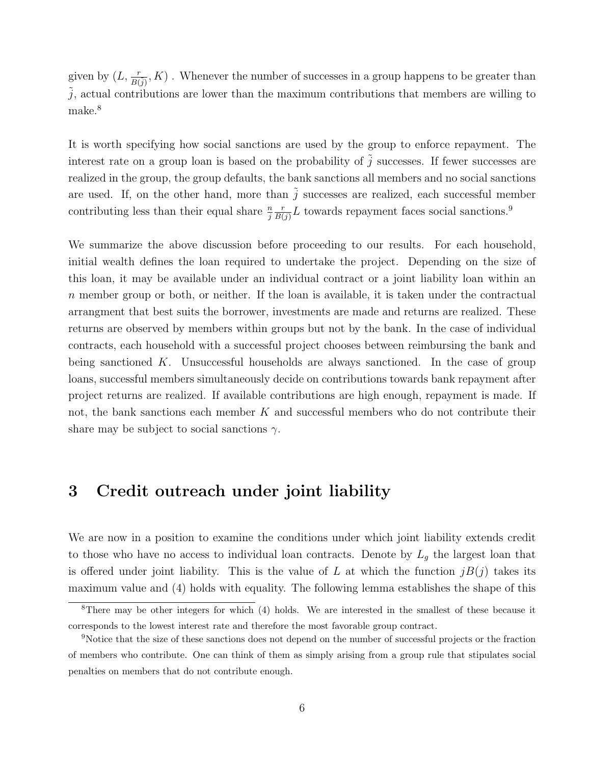given by $(L, \frac{r}{B(\tilde{j})}, K)$ . Whenever the number of successes in a group happens to be greater than $\tilde{j}$, actual contributions are lower than the maximum contributions that members are willing to make.[8]

It is worth specifying how social sanctions are used by the group to enforce repayment. The interest rate on a group loan is based on the probability of $\tilde{j}$ successes. If fewer successes are realized in the group, the group defaults, the bank sanctions all members and no social sanctions are used. If, on the other hand, more than $\tilde{j}$ successes are realized, each successful member contributing less than their equal share $\frac{n}{j}\frac{r}{B(j)}L$ towards repayment faces social sanctions.[9]

We summarize the above discussion before proceeding to our results. For each household, initial wealth defines the loan required to undertake the project. Depending on the size of this loan, it may be available under an individual contract or a joint liability loan within an $n$ member group or both, or neither. If the loan is available, it is taken under the contractual arrangment that best suits the borrower, investments are made and returns are realized. These returns are observed by members within groups but not by the bank. In the case of individual contracts, each household with a successful project chooses between reimbursing the bank and being sanctioned $K$. Unsuccessful households are always sanctioned. In the case of group loans, successful members simultaneously decide on contributions towards bank repayment after project returns are realized. If available contributions are high enough, repayment is made. If not, the bank sanctions each member $K$ and successful members who do not contribute their share may be subject to social sanctions $\gamma$.

# 3 Credit outreach under joint liability

We are now in a position to examine the conditions under which joint liability extends credit to those who have no access to individual loan contracts. Denote by $L_g$ the largest loan that is offered under joint liability. This is the value of $L$ at which the function $jB(j)$ takes its maximum value and (4) holds with equality. The following lemma establishes the shape of this

[8] There may be other integers for which (4) holds. We are interested in the smallest of these because it corresponds to the lowest interest rate and therefore the most favorable group contract.

[9] Notice that the size of these sanctions does not depend on the number of successful projects or the fraction of members who contribute. One can think of them as simply arising from a group rule that stipulates social penalties on members that do not contribute enough.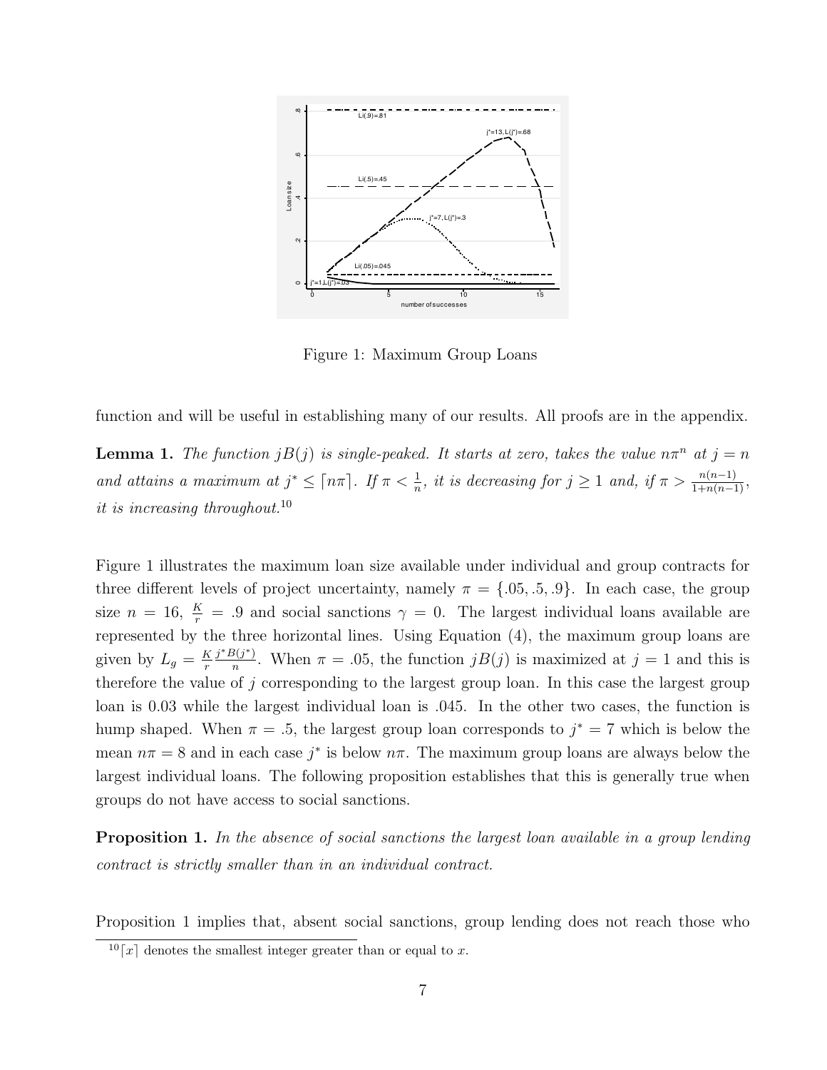Figure 1: Maximum Group Loans

function and will be useful in establishing many of our results. All proofs are in the appendix.

**Lemma 1.** *The function $jB(j)$ is single-peaked. It starts at zero, takes the value $n\pi^n$ at $j = n$ and attains a maximum at $j^* \leq \lceil n\pi \rceil$. If $\pi < \frac{1}{n}$, it is decreasing for $j \geq 1$ and, if $\pi > \frac{n(n-1)}{1+n(n-1)}$, it is increasing throughout.*[10]

Figure 1 illustrates the maximum loan size available under individual and group contracts for three different levels of project uncertainty, namely $\pi = \{.05, .5, .9\}$. In each case, the group size $n = 16$, $\frac{K}{r} = .9$ and social sanctions $\gamma = 0$. The largest individual loans available are represented by the three horizontal lines. Using Equation (4), the maximum group loans are given by $L_g = \frac{K}{r}\frac{j^*B(j^*)}{n}$. When $\pi = .05$, the function $jB(j)$ is maximized at $j = 1$ and this is therefore the value of $j$ corresponding to the largest group loan. In this case the largest group loan is 0.03 while the largest individual loan is .045. In the other two cases, the function is hump shaped. When $\pi = .5$, the largest group loan corresponds to $j^* = 7$ which is below the mean $n\pi = 8$ and in each case $j^*$ is below $n\pi$. The maximum group loans are always below the largest individual loans. The following proposition establishes that this is generally true when groups do not have access to social sanctions.

**Proposition 1.** *In the absence of social sanctions the largest loan available in a group lending contract is strictly smaller than in an individual contract.*

Proposition 1 implies that, absent social sanctions, group lending does not reach those who

[10] $\lceil x \rceil$ denotes the smallest integer greater than or equal to $x$.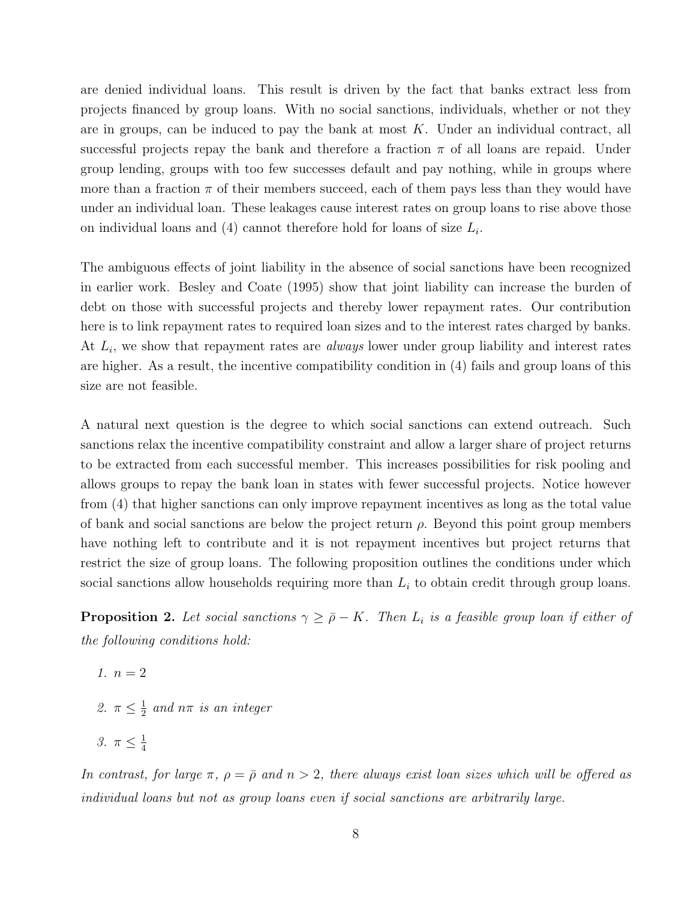are denied individual loans. This result is driven by the fact that banks extract less from projects financed by group loans. With no social sanctions, individuals, whether or not they are in groups, can be induced to pay the bank at most $K$. Under an individual contract, all successful projects repay the bank and therefore a fraction $\pi$ of all loans are repaid. Under group lending, groups with too few successes default and pay nothing, while in groups where more than a fraction $\pi$ of their members succeed, each of them pays less than they would have under an individual loan. These leakages cause interest rates on group loans to rise above those on individual loans and (4) cannot therefore hold for loans of size $L_i$.

The ambiguous effects of joint liability in the absence of social sanctions have been recognized in earlier work. Besley and Coate (1995) show that joint liability can increase the burden of debt on those with successful projects and thereby lower repayment rates. Our contribution here is to link repayment rates to required loan sizes and to the interest rates charged by banks. At $L_i$, we show that repayment rates are *always* lower under group liability and interest rates are higher. As a result, the incentive compatibility condition in (4) fails and group loans of this size are not feasible.

A natural next question is the degree to which social sanctions can extend outreach. Such sanctions relax the incentive compatibility constraint and allow a larger share of project returns to be extracted from each successful member. This increases possibilities for risk pooling and allows groups to repay the bank loan in states with fewer successful projects. Notice however from (4) that higher sanctions can only improve repayment incentives as long as the total value of bank and social sanctions are below the project return $\rho$. Beyond this point group members have nothing left to contribute and it is not repayment incentives but project returns that restrict the size of group loans. The following proposition outlines the conditions under which social sanctions allow households requiring more than $L_i$ to obtain credit through group loans.

**Proposition 2.** *Let social sanctions $\gamma \geq \bar{\rho} - K$. Then $L_i$ is a feasible group loan if either of the following conditions hold:*

1. *$n = 2$*
2. *$\pi \leq \frac{1}{2}$ and $n\pi$ is an integer*
3. *$\pi \leq \frac{1}{4}$*

*In contrast, for large $\pi$, $\rho = \bar{\rho}$ and $n > 2$, there always exist loan sizes which will be offered as individual loans but not as group loans even if social sanctions are arbitrarily large.*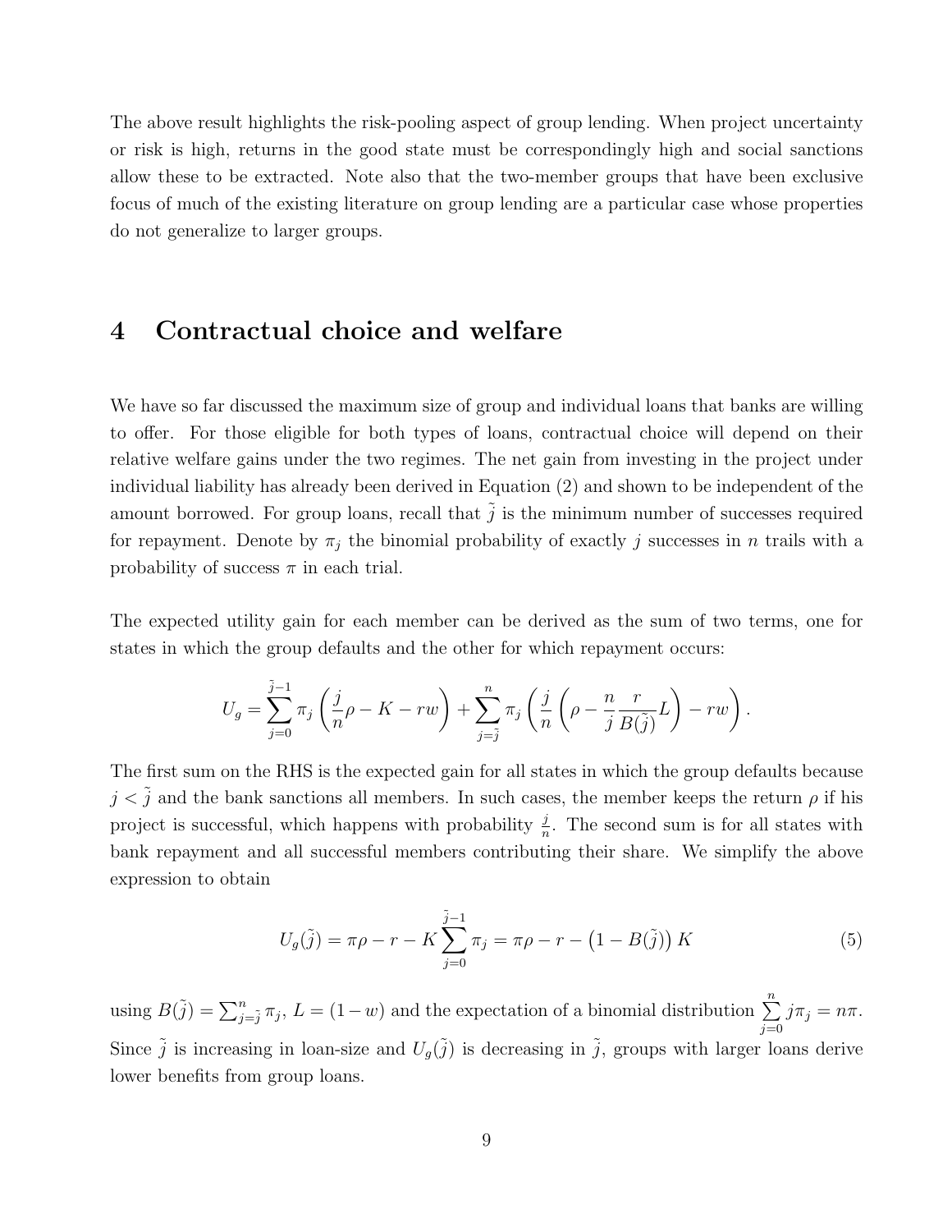The above result highlights the risk-pooling aspect of group lending. When project uncertainty or risk is high, returns in the good state must be correspondingly high and social sanctions allow these to be extracted. Note also that the two-member groups that have been exclusive focus of much of the existing literature on group lending are a particular case whose properties do not generalize to larger groups.

# 4 Contractual choice and welfare

We have so far discussed the maximum size of group and individual loans that banks are willing to offer. For those eligible for both types of loans, contractual choice will depend on their relative welfare gains under the two regimes. The net gain from investing in the project under individual liability has already been derived in Equation (2) and shown to be independent of the amount borrowed. For group loans, recall that $\tilde{j}$ is the minimum number of successes required for repayment. Denote by $\pi_j$ the binomial probability of exactly $j$ successes in $n$ trails with a probability of success $\pi$ in each trial.

The expected utility gain for each member can be derived as the sum of two terms, one for states in which the group defaults and the other for which repayment occurs:

$$U_g = \sum_{j=0}^{\tilde{j}-1} \pi_j \left( \frac{j}{n}\rho - K - rw \right) + \sum_{j=\tilde{j}}^{n} \pi_j \left( \frac{j}{n} \left( \rho - \frac{n}{j} \frac{r}{B(\tilde{j})} L \right) - rw \right).$$

The first sum on the RHS is the expected gain for all states in which the group defaults because $j < \tilde{j}$ and the bank sanctions all members. In such cases, the member keeps the return $\rho$ if his project is successful, which happens with probability $\frac{j}{n}$. The second sum is for all states with bank repayment and all successful members contributing their share. We simplify the above expression to obtain

$$U_g(\tilde{j}) = \pi\rho - r - K \sum_{j=0}^{\tilde{j}-1} \pi_j = \pi\rho - r - \left(1 - B(\tilde{j})\right) K \tag{5}$$

using $B(\tilde{j}) = \sum_{j=\tilde{j}}^{n} \pi_j$, $L = (1-w)$ and the expectation of a binomial distribution $\sum_{j=0}^{n} j\pi_j = n\pi$. Since $\tilde{j}$ is increasing in loan-size and $U_g(\tilde{j})$ is decreasing in $\tilde{j}$, groups with larger loans derive lower benefits from group loans.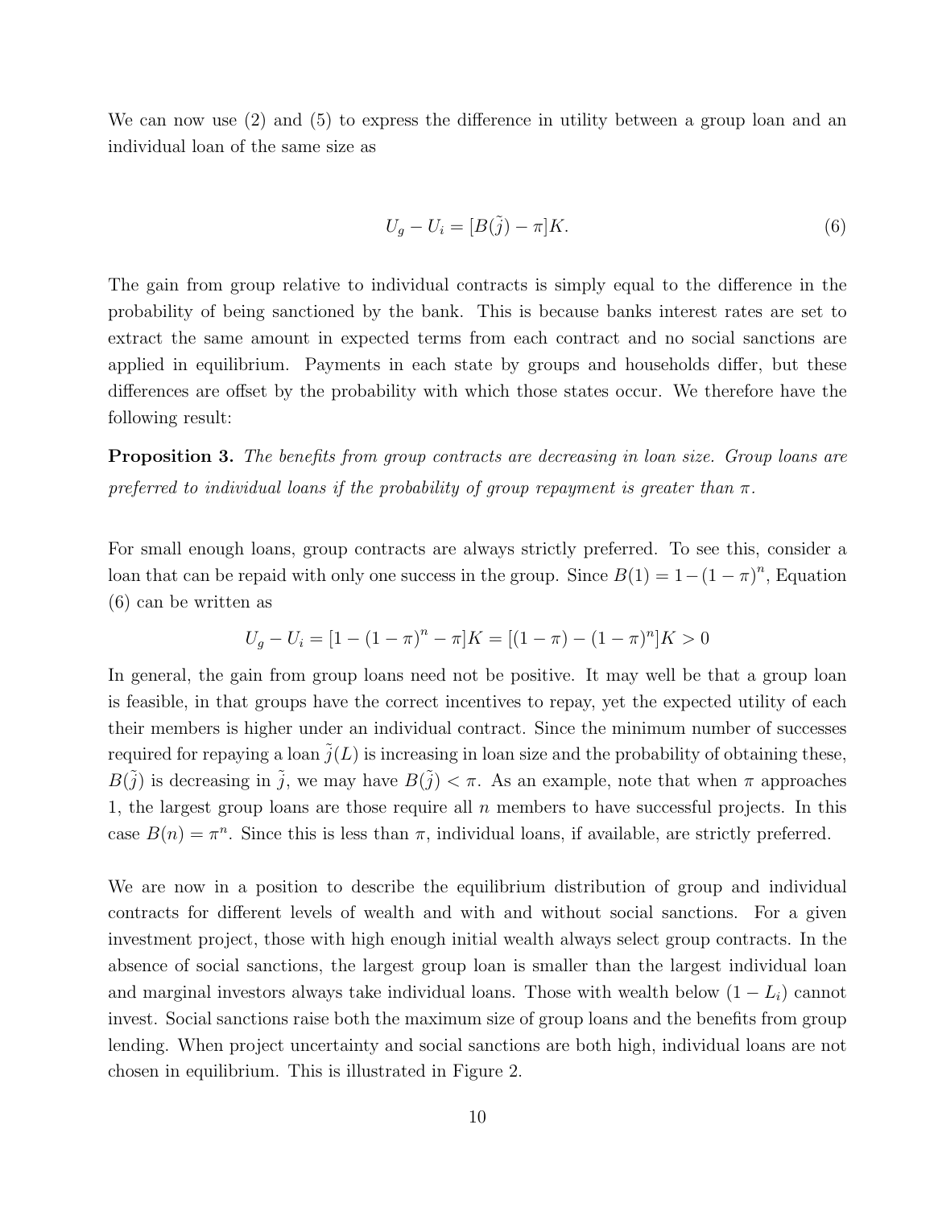We can now use (2) and (5) to express the difference in utility between a group loan and an individual loan of the same size as

$$U_g - U_i = [B(\tilde{j}) - \pi]K. \tag{6}$$

The gain from group relative to individual contracts is simply equal to the difference in the probability of being sanctioned by the bank. This is because banks interest rates are set to extract the same amount in expected terms from each contract and no social sanctions are applied in equilibrium. Payments in each state by groups and households differ, but these differences are offset by the probability with which those states occur. We therefore have the following result:

**Proposition 3.** *The benefits from group contracts are decreasing in loan size. Group loans are preferred to individual loans if the probability of group repayment is greater than $\pi$.*

For small enough loans, group contracts are always strictly preferred. To see this, consider a loan that can be repaid with only one success in the group. Since $B(1) = 1-(1-\pi)^n$, Equation (6) can be written as

$$U_g - U_i = [1 - (1-\pi)^n - \pi]K = [(1-\pi) - (1-\pi)^n]K > 0$$

In general, the gain from group loans need not be positive. It may well be that a group loan is feasible, in that groups have the correct incentives to repay, yet the expected utility of each their members is higher under an individual contract. Since the minimum number of successes required for repaying a loan $\tilde{j}(L)$ is increasing in loan size and the probability of obtaining these, $B(\tilde{j})$ is decreasing in $\tilde{j}$, we may have $B(\tilde{j}) < \pi$. As an example, note that when $\pi$ approaches 1, the largest group loans are those require all $n$ members to have successful projects. In this case $B(n) = \pi^n$. Since this is less than $\pi$, individual loans, if available, are strictly preferred.

We are now in a position to describe the equilibrium distribution of group and individual contracts for different levels of wealth and with and without social sanctions. For a given investment project, those with high enough initial wealth always select group contracts. In the absence of social sanctions, the largest group loan is smaller than the largest individual loan and marginal investors always take individual loans. Those with wealth below $(1 - L_i)$ cannot invest. Social sanctions raise both the maximum size of group loans and the benefits from group lending. When project uncertainty and social sanctions are both high, individual loans are not chosen in equilibrium. This is illustrated in Figure 2.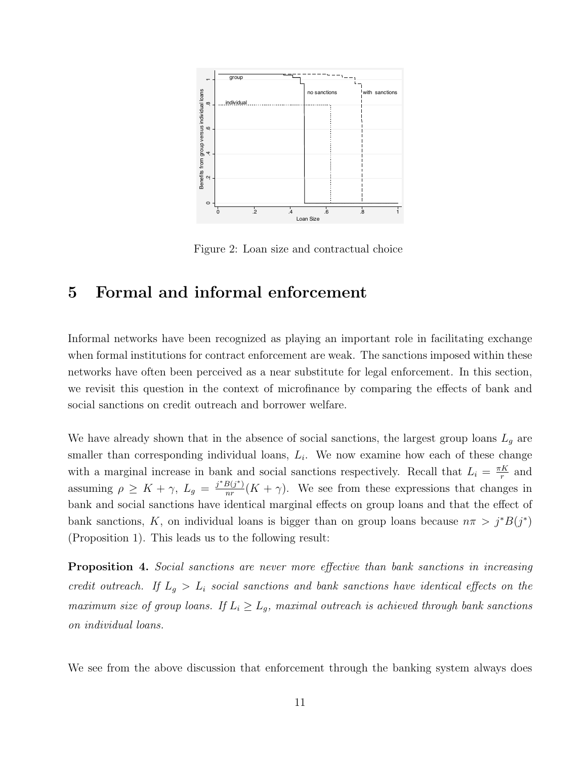Figure 2: Loan size and contractual choice

## 5 Formal and informal enforcement

Informal networks have been recognized as playing an important role in facilitating exchange when formal institutions for contract enforcement are weak. The sanctions imposed within these networks have often been perceived as a near substitute for legal enforcement. In this section, we revisit this question in the context of microfinance by comparing the effects of bank and social sanctions on credit outreach and borrower welfare.

We have already shown that in the absence of social sanctions, the largest group loans $L_g$ are smaller than corresponding individual loans, $L_i$. We now examine how each of these change with a marginal increase in bank and social sanctions respectively. Recall that $L_i = \frac{\pi K}{r}$ and assuming $\rho \geq K + \gamma$, $L_g = \frac{j^* B(j^*)}{nr}(K + \gamma)$. We see from these expressions that changes in bank and social sanctions have identical marginal effects on group loans and that the effect of bank sanctions, $K$, on individual loans is bigger than on group loans because $n\pi > j^* B(j^*)$ (Proposition 1). This leads us to the following result:

**Proposition 4.** *Social sanctions are never more effective than bank sanctions in increasing credit outreach. If $L_g > L_i$ social sanctions and bank sanctions have identical effects on the maximum size of group loans. If $L_i \geq L_g$, maximal outreach is achieved through bank sanctions on individual loans.*

We see from the above discussion that enforcement through the banking system always does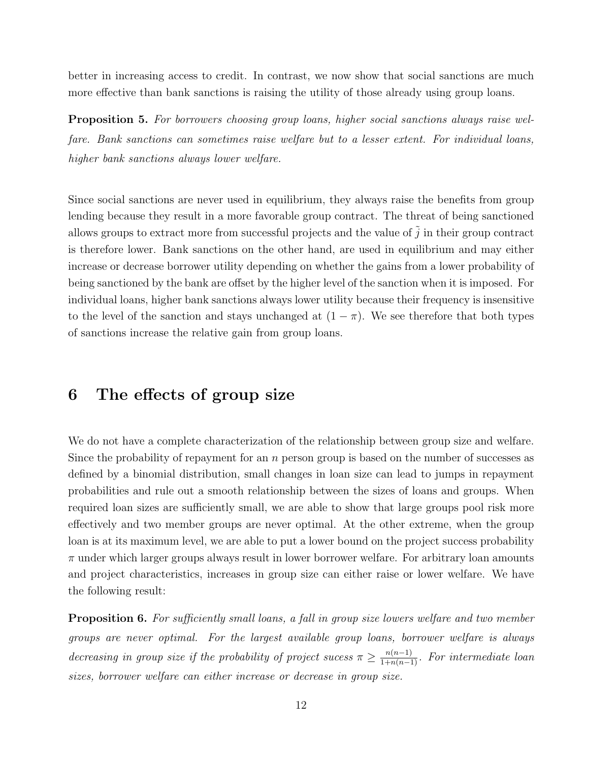better in increasing access to credit. In contrast, we now show that social sanctions are much more effective than bank sanctions is raising the utility of those already using group loans.

**Proposition 5.** *For borrowers choosing group loans, higher social sanctions always raise welfare. Bank sanctions can sometimes raise welfare but to a lesser extent. For individual loans, higher bank sanctions always lower welfare.*

Since social sanctions are never used in equilibrium, they always raise the benefits from group lending because they result in a more favorable group contract. The threat of being sanctioned allows groups to extract more from successful projects and the value of $\tilde{j}$ in their group contract is therefore lower. Bank sanctions on the other hand, are used in equilibrium and may either increase or decrease borrower utility depending on whether the gains from a lower probability of being sanctioned by the bank are offset by the higher level of the sanction when it is imposed. For individual loans, higher bank sanctions always lower utility because their frequency is insensitive to the level of the sanction and stays unchanged at $(1 - \pi)$. We see therefore that both types of sanctions increase the relative gain from group loans.

# 6 The effects of group size

We do not have a complete characterization of the relationship between group size and welfare. Since the probability of repayment for an $n$ person group is based on the number of successes as defined by a binomial distribution, small changes in loan size can lead to jumps in repayment probabilities and rule out a smooth relationship between the sizes of loans and groups. When required loan sizes are sufficiently small, we are able to show that large groups pool risk more effectively and two member groups are never optimal. At the other extreme, when the group loan is at its maximum level, we are able to put a lower bound on the project success probability $\pi$ under which larger groups always result in lower borrower welfare. For arbitrary loan amounts and project characteristics, increases in group size can either raise or lower welfare. We have the following result:

**Proposition 6.** *For sufficiently small loans, a fall in group size lowers welfare and two member groups are never optimal. For the largest available group loans, borrower welfare is always decreasing in group size if the probability of project sucess* $\pi \geq \frac{n(n-1)}{1+n(n-1)}$*. For intermediate loan sizes, borrower welfare can either increase or decrease in group size.*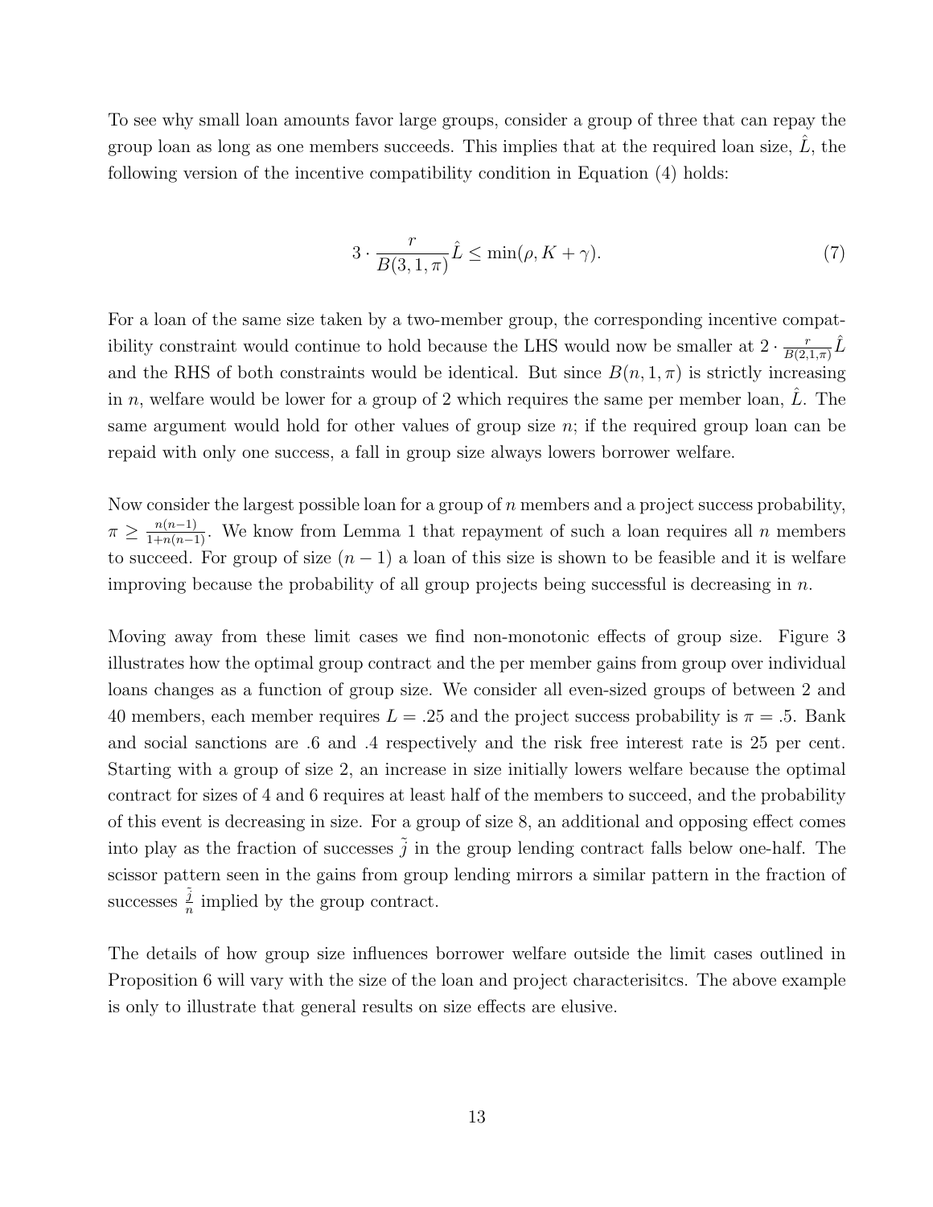To see why small loan amounts favor large groups, consider a group of three that can repay the group loan as long as one members succeeds. This implies that at the required loan size, $\hat{L}$, the following version of the incentive compatibility condition in Equation (4) holds:

$$3 \cdot \frac{r}{B(3,1,\pi)} \hat{L} \leq \min(\rho, K + \gamma). \tag{7}$$

For a loan of the same size taken by a two-member group, the corresponding incentive compatibility constraint would continue to hold because the LHS would now be smaller at $2 \cdot \frac{r}{B(2,1,\pi)} \hat{L}$ and the RHS of both constraints would be identical. But since $B(n, 1, \pi)$ is strictly increasing in $n$, welfare would be lower for a group of 2 which requires the same per member loan, $\hat{L}$. The same argument would hold for other values of group size $n$; if the required group loan can be repaid with only one success, a fall in group size always lowers borrower welfare.

Now consider the largest possible loan for a group of $n$ members and a project success probability, $\pi \geq \frac{n(n-1)}{1+n(n-1)}$. We know from Lemma 1 that repayment of such a loan requires all $n$ members to succeed. For group of size $(n-1)$ a loan of this size is shown to be feasible and it is welfare improving because the probability of all group projects being successful is decreasing in $n$.

Moving away from these limit cases we find non-monotonic effects of group size. Figure 3 illustrates how the optimal group contract and the per member gains from group over individual loans changes as a function of group size. We consider all even-sized groups of between 2 and 40 members, each member requires $L = .25$ and the project success probability is $\pi = .5$. Bank and social sanctions are .6 and .4 respectively and the risk free interest rate is 25 per cent. Starting with a group of size 2, an increase in size initially lowers welfare because the optimal contract for sizes of 4 and 6 requires at least half of the members to succeed, and the probability of this event is decreasing in size. For a group of size 8, an additional and opposing effect comes into play as the fraction of successes $\tilde{j}$ in the group lending contract falls below one-half. The scissor pattern seen in the gains from group lending mirrors a similar pattern in the fraction of successes $\frac{\tilde{j}}{n}$ implied by the group contract.

The details of how group size influences borrower welfare outside the limit cases outlined in Proposition 6 will vary with the size of the loan and project characterisitcs. The above example is only to illustrate that general results on size effects are elusive.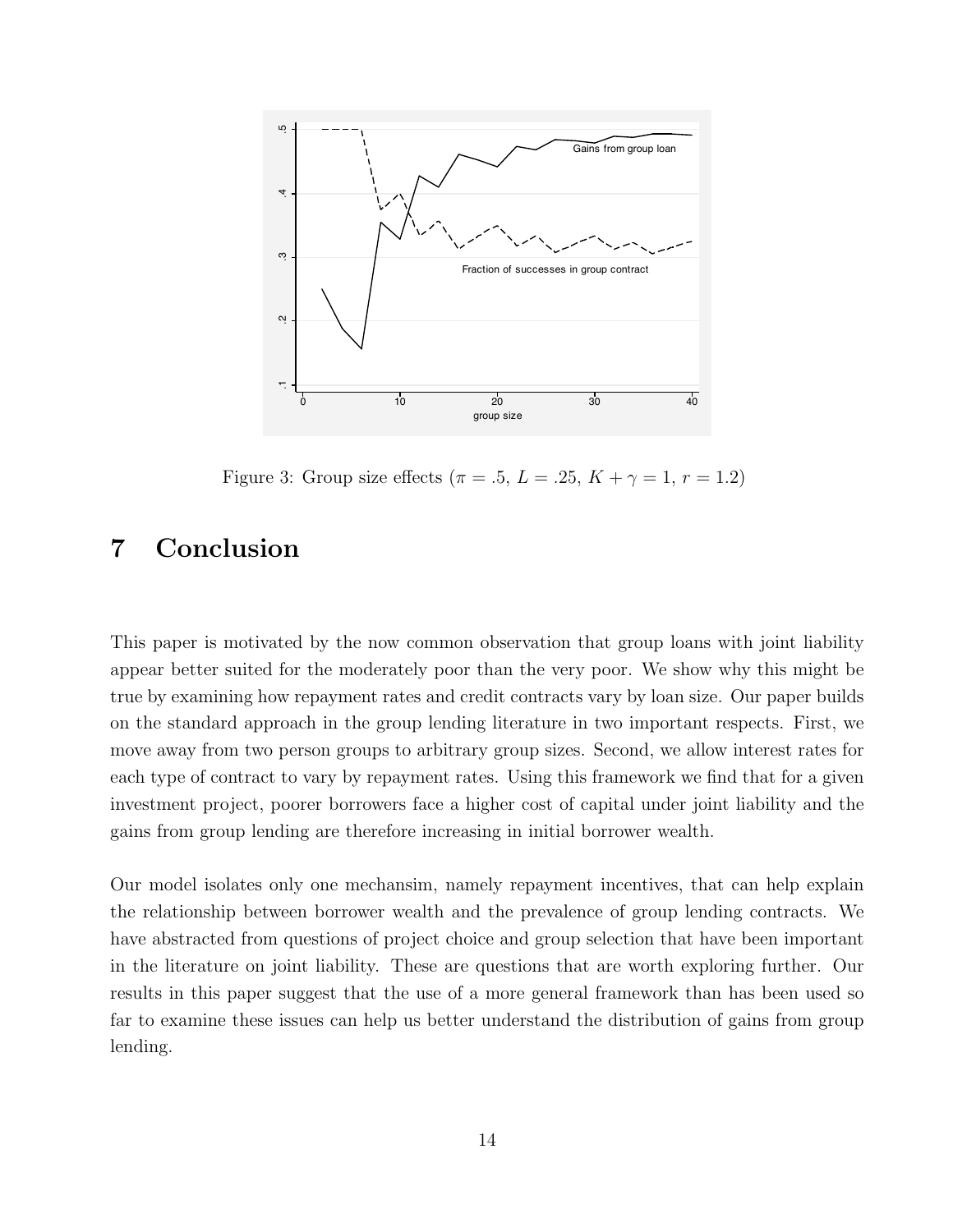Figure 3: Group size effects ($\pi = .5$, $L = .25$, $K + \gamma = 1$, $r = 1.2$)

# 7 Conclusion

This paper is motivated by the now common observation that group loans with joint liability appear better suited for the moderately poor than the very poor. We show why this might be true by examining how repayment rates and credit contracts vary by loan size. Our paper builds on the standard approach in the group lending literature in two important respects. First, we move away from two person groups to arbitrary group sizes. Second, we allow interest rates for each type of contract to vary by repayment rates. Using this framework we find that for a given investment project, poorer borrowers face a higher cost of capital under joint liability and the gains from group lending are therefore increasing in initial borrower wealth.

Our model isolates only one mechansim, namely repayment incentives, that can help explain the relationship between borrower wealth and the prevalence of group lending contracts. We have abstracted from questions of project choice and group selection that have been important in the literature on joint liability. These are questions that are worth exploring further. Our results in this paper suggest that the use of a more general framework than has been used so far to examine these issues can help us better understand the distribution of gains from group lending.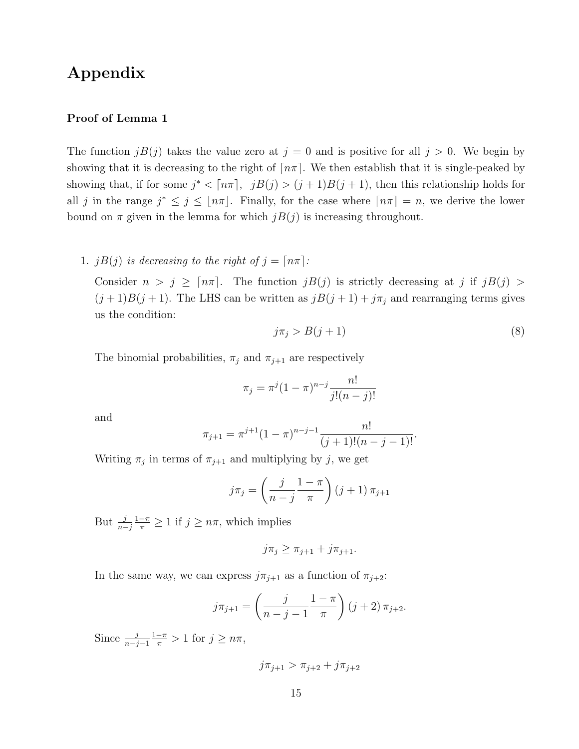# Appendix

**Proof of Lemma 1**

The function $jB(j)$ takes the value zero at $j = 0$ and is positive for all $j > 0$. We begin by showing that it is decreasing to the right of $\lceil n\pi \rceil$. We then establish that it is single-peaked by showing that, if for some $j^* < \lceil n\pi \rceil$, $jB(j) > (j+1)B(j+1)$, then this relationship holds for all $j$ in the range $j^* \leq j \leq \lfloor n\pi \rfloor$. Finally, for the case where $\lceil n\pi \rceil = n$, we derive the lower bound on $\pi$ given in the lemma for which $jB(j)$ is increasing throughout.

1. *$jB(j)$ is decreasing to the right of $j = \lceil n\pi \rceil$:*

   Consider $n > j \geq \lceil n\pi \rceil$. The function $jB(j)$ is strictly decreasing at $j$ if $jB(j) > (j+1)B(j+1)$. The LHS can be written as $jB(j+1) + j\pi_j$ and rearranging terms gives us the condition:

   $$j\pi_j > B(j+1) \tag{8}$$

   The binomial probabilities, $\pi_j$ and $\pi_{j+1}$ are respectively

   $$\pi_j = \pi^j (1-\pi)^{n-j} \frac{n!}{j!(n-j)!}$$

   and

   $$\pi_{j+1} = \pi^{j+1} (1-\pi)^{n-j-1} \frac{n!}{(j+1)!(n-j-1)!}.$$

   Writing $\pi_j$ in terms of $\pi_{j+1}$ and multiplying by $j$, we get

   $$j\pi_j = \left( \frac{j}{n-j} \frac{1-\pi}{\pi} \right) (j+1)\, \pi_{j+1}$$

   But $\frac{j}{n-j} \frac{1-\pi}{\pi} \geq 1$ if $j \geq n\pi$, which implies

   $$j\pi_j \geq \pi_{j+1} + j\pi_{j+1}.$$

   In the same way, we can express $j\pi_{j+1}$ as a function of $\pi_{j+2}$:

   $$j\pi_{j+1} = \left( \frac{j}{n-j-1} \frac{1-\pi}{\pi} \right) (j+2)\, \pi_{j+2}.$$

   Since $\frac{j}{n-j-1} \frac{1-\pi}{\pi} > 1$ for $j \geq n\pi$,

   $$j\pi_{j+1} > \pi_{j+2} + j\pi_{j+2}$$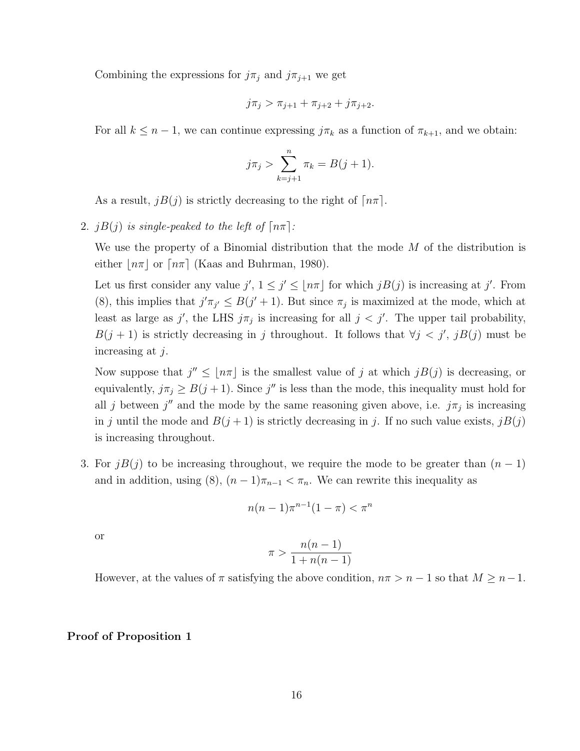Combining the expressions for $j\pi_j$ and $j\pi_{j+1}$ we get

$$j\pi_j > \pi_{j+1} + \pi_{j+2} + j\pi_{j+2}.$$

For all $k \leq n-1$, we can continue expressing $j\pi_k$ as a function of $\pi_{k+1}$, and we obtain:

$$j\pi_j > \sum_{k=j+1}^{n} \pi_k = B(j+1).$$

As a result, $jB(j)$ is strictly decreasing to the right of $\lceil n\pi \rceil$.

2. *$jB(j)$ is single-peaked to the left of $\lceil n\pi \rceil$:*

   We use the property of a Binomial distribution that the mode $M$ of the distribution is either $\lfloor n\pi \rfloor$ or $\lceil n\pi \rceil$ (Kaas and Buhrman, 1980).

   Let us first consider any value $j'$, $1 \leq j' \leq \lfloor n\pi \rfloor$ for which $jB(j)$ is increasing at $j'$. From (8), this implies that $j'\pi_{j'} \leq B(j'+1)$. But since $\pi_j$ is maximized at the mode, which at least as large as $j'$, the LHS $j\pi_j$ is increasing for all $j < j'$. The upper tail probability, $B(j+1)$ is strictly decreasing in $j$ throughout. It follows that $\forall j < j'$, $jB(j)$ must be increasing at $j$.

   Now suppose that $j'' \leq \lfloor n\pi \rfloor$ is the smallest value of $j$ at which $jB(j)$ is decreasing, or equivalently, $j\pi_j \geq B(j+1)$. Since $j''$ is less than the mode, this inequality must hold for all $j$ between $j''$ and the mode by the same reasoning given above, i.e. $j\pi_j$ is increasing in $j$ until the mode and $B(j+1)$ is strictly decreasing in $j$. If no such value exists, $jB(j)$ is increasing throughout.

3. For $jB(j)$ to be increasing throughout, we require the mode to be greater than $(n-1)$ and in addition, using (8), $(n-1)\pi_{n-1} < \pi_n$. We can rewrite this inequality as

   $$n(n-1)\pi^{n-1}(1-\pi) < \pi^n$$

   or

   $$\pi > \frac{n(n-1)}{1+n(n-1)}$$

   However, at the values of $\pi$ satisfying the above condition, $n\pi > n-1$ so that $M \geq n-1$.

**Proof of Proposition 1**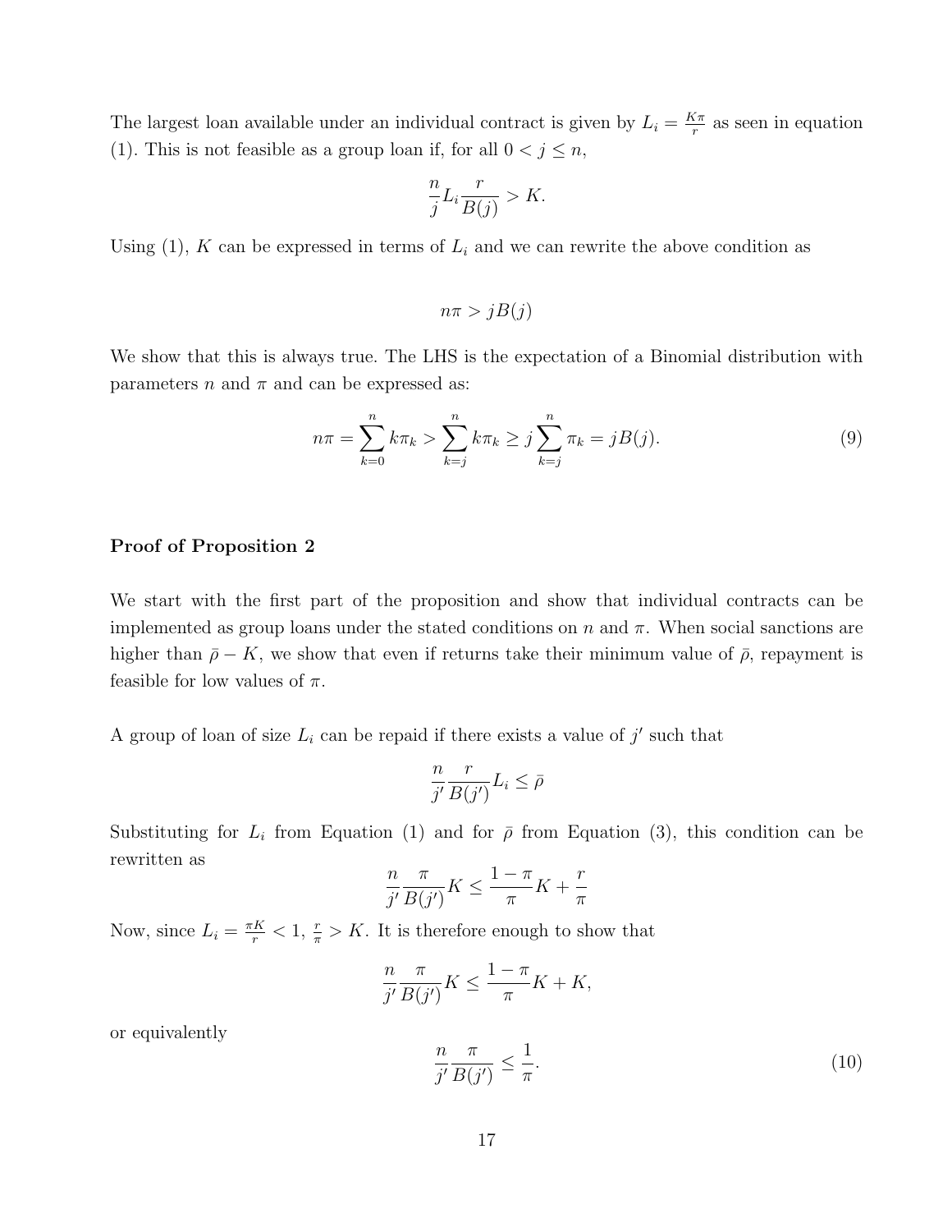The largest loan available under an individual contract is given by $L_i = \frac{K\pi}{r}$ as seen in equation (1). This is not feasible as a group loan if, for all $0 < j \leq n$,

$$\frac{n}{j} L_i \frac{r}{B(j)} > K.$$

Using (1), $K$ can be expressed in terms of $L_i$ and we can rewrite the above condition as

$$n\pi > jB(j)$$

We show that this is always true. The LHS is the expectation of a Binomial distribution with parameters $n$ and $\pi$ and can be expressed as:

$$n\pi = \sum_{k=0}^{n} k\pi_k > \sum_{k=j}^{n} k\pi_k \geq j \sum_{k=j}^{n} \pi_k = jB(j). \tag{9}$$

**Proof of Proposition 2**

We start with the first part of the proposition and show that individual contracts can be implemented as group loans under the stated conditions on $n$ and $\pi$. When social sanctions are higher than $\bar{\rho} - K$, we show that even if returns take their minimum value of $\bar{\rho}$, repayment is feasible for low values of $\pi$.

A group of loan of size $L_i$ can be repaid if there exists a value of $j'$ such that

$$\frac{n}{j'} \frac{r}{B(j')} L_i \leq \bar{\rho}$$

Substituting for $L_i$ from Equation (1) and for $\bar{\rho}$ from Equation (3), this condition can be rewritten as

$$\frac{n}{j'} \frac{\pi}{B(j')} K \leq \frac{1-\pi}{\pi} K + \frac{r}{\pi}$$

Now, since $L_i = \frac{\pi K}{r} < 1$, $\frac{r}{\pi} > K$. It is therefore enough to show that

$$\frac{n}{j'} \frac{\pi}{B(j')} K \leq \frac{1-\pi}{\pi} K + K,$$

or equivalently

$$\frac{n}{j'} \frac{\pi}{B(j')} \leq \frac{1}{\pi}. \tag{10}$$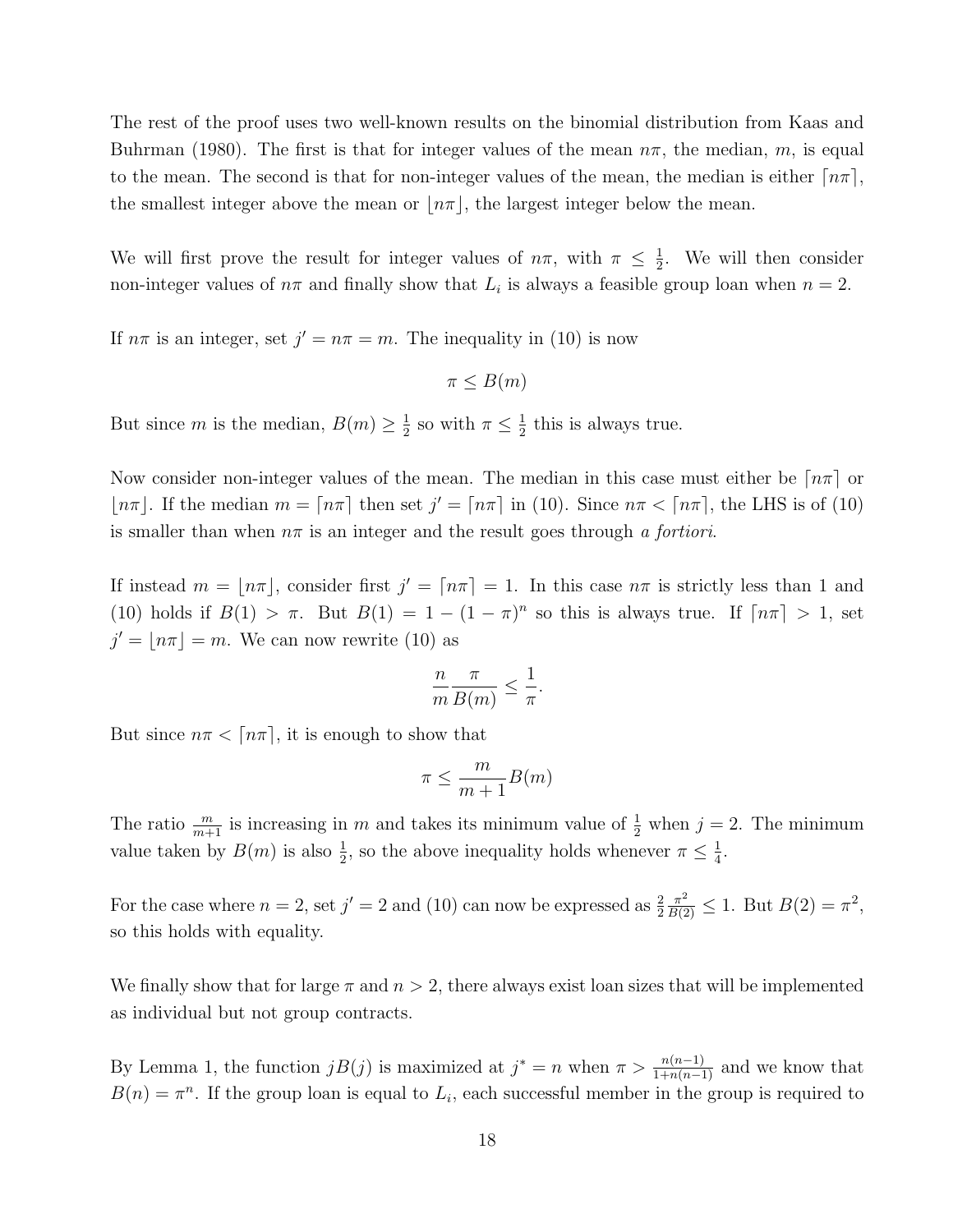The rest of the proof uses two well-known results on the binomial distribution from Kaas and Buhrman (1980). The first is that for integer values of the mean $n\pi$, the median, $m$, is equal to the mean. The second is that for non-integer values of the mean, the median is either $\lceil n\pi \rceil$, the smallest integer above the mean or $\lfloor n\pi \rfloor$, the largest integer below the mean.

We will first prove the result for integer values of $n\pi$, with $\pi \leq \frac{1}{2}$. We will then consider non-integer values of $n\pi$ and finally show that $L_i$ is always a feasible group loan when $n = 2$.

If $n\pi$ is an integer, set $j' = n\pi = m$. The inequality in (10) is now

$$\pi \leq B(m)$$

But since $m$ is the median, $B(m) \geq \frac{1}{2}$ so with $\pi \leq \frac{1}{2}$ this is always true.

Now consider non-integer values of the mean. The median in this case must either be $\lceil n\pi \rceil$ or $\lfloor n\pi \rfloor$. If the median $m = \lceil n\pi \rceil$ then set $j' = \lceil n\pi \rceil$ in (10). Since $n\pi < \lceil n\pi \rceil$, the LHS is of (10) is smaller than when $n\pi$ is an integer and the result goes through *a fortiori*.

If instead $m = \lfloor n\pi \rfloor$, consider first $j' = \lceil n\pi \rceil = 1$. In this case $n\pi$ is strictly less than 1 and (10) holds if $B(1) > \pi$. But $B(1) = 1 - (1-\pi)^n$ so this is always true. If $\lceil n\pi \rceil > 1$, set $j' = \lfloor n\pi \rfloor = m$. We can now rewrite (10) as

$$\frac{n}{m}\frac{\pi}{B(m)} \leq \frac{1}{\pi}.$$

But since $n\pi < \lceil n\pi \rceil$, it is enough to show that

$$\pi \leq \frac{m}{m+1}B(m)$$

The ratio $\frac{m}{m+1}$ is increasing in $m$ and takes its minimum value of $\frac{1}{2}$ when $j = 2$. The minimum value taken by $B(m)$ is also $\frac{1}{2}$, so the above inequality holds whenever $\pi \leq \frac{1}{4}$.

For the case where $n = 2$, set $j' = 2$ and (10) can now be expressed as $\frac{2}{2}\frac{\pi^2}{B(2)} \leq 1$. But $B(2) = \pi^2$, so this holds with equality.

We finally show that for large $\pi$ and $n > 2$, there always exist loan sizes that will be implemented as individual but not group contracts.

By Lemma 1, the function $jB(j)$ is maximized at $j^* = n$ when $\pi > \frac{n(n-1)}{1+n(n-1)}$ and we know that $B(n) = \pi^n$. If the group loan is equal to $L_i$, each successful member in the group is required to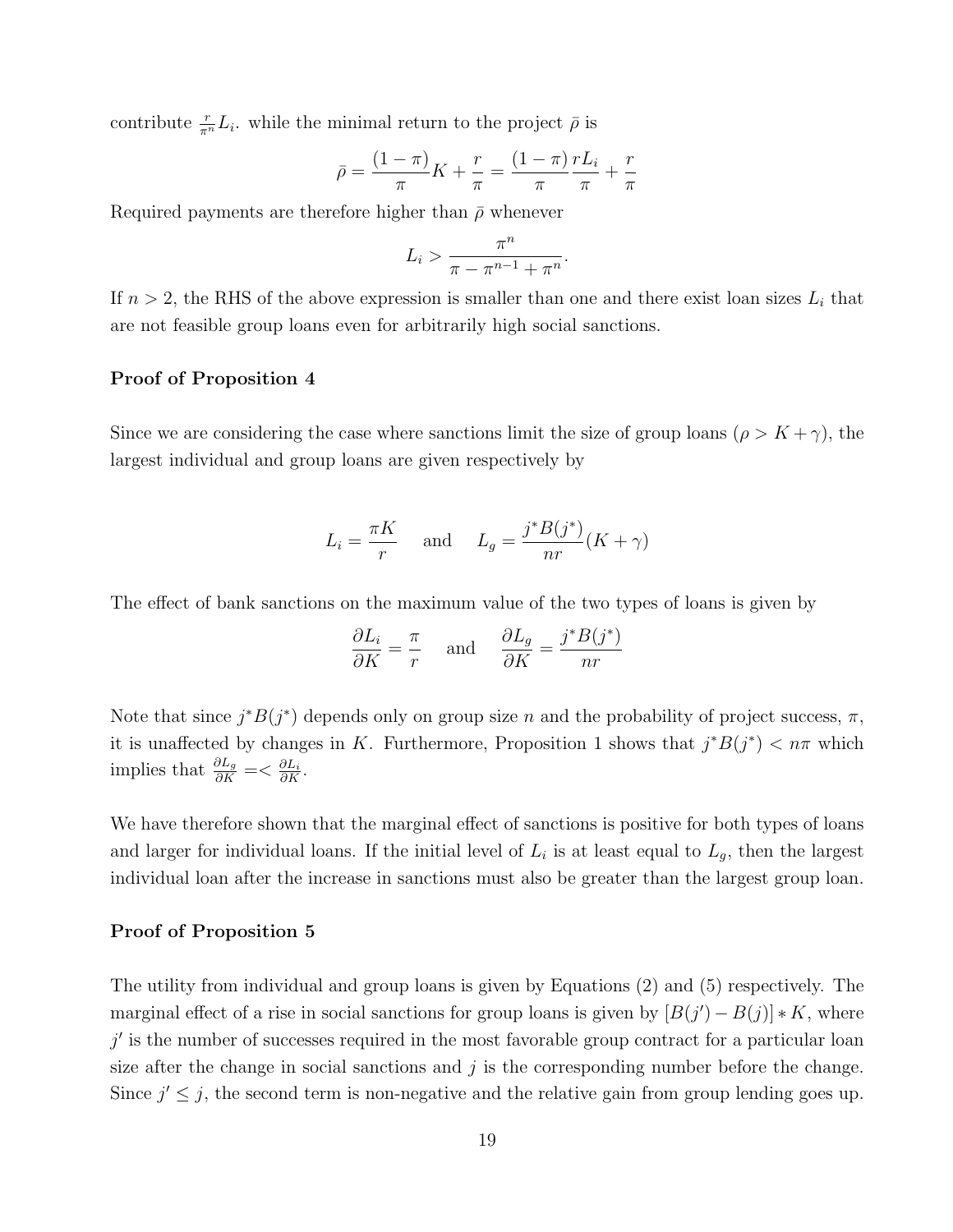contribute $\frac{r}{\pi^n}L_i$. while the minimal return to the project $\bar{\rho}$ is

$$\bar{\rho} = \frac{(1-\pi)}{\pi}K + \frac{r}{\pi} = \frac{(1-\pi)}{\pi}\frac{rL_i}{\pi} + \frac{r}{\pi}$$

Required payments are therefore higher than $\bar{\rho}$ whenever

$$L_i > \frac{\pi^n}{\pi - \pi^{n-1} + \pi^n}.$$

If $n > 2$, the RHS of the above expression is smaller than one and there exist loan sizes $L_i$ that are not feasible group loans even for arbitrarily high social sanctions.

**Proof of Proposition 4**

Since we are considering the case where sanctions limit the size of group loans ($\rho > K + \gamma$), the largest individual and group loans are given respectively by

$$L_i = \frac{\pi K}{r} \quad \text{and} \quad L_g = \frac{j^* B(j^*)}{nr}(K + \gamma)$$

The effect of bank sanctions on the maximum value of the two types of loans is given by

$$\frac{\partial L_i}{\partial K} = \frac{\pi}{r} \quad \text{and} \quad \frac{\partial L_g}{\partial K} = \frac{j^* B(j^*)}{nr}$$

Note that since $j^* B(j^*)$ depends only on group size $n$ and the probability of project success, $\pi$, it is unaffected by changes in $K$. Furthermore, Proposition 1 shows that $j^* B(j^*) < n\pi$ which implies that $\frac{\partial L_g}{\partial K} =< \frac{\partial L_i}{\partial K}$.

We have therefore shown that the marginal effect of sanctions is positive for both types of loans and larger for individual loans. If the initial level of $L_i$ is at least equal to $L_g$, then the largest individual loan after the increase in sanctions must also be greater than the largest group loan.

**Proof of Proposition 5**

The utility from individual and group loans is given by Equations (2) and (5) respectively. The marginal effect of a rise in social sanctions for group loans is given by $[B(j') - B(j)] * K$, where $j'$ is the number of successes required in the most favorable group contract for a particular loan size after the change in social sanctions and $j$ is the corresponding number before the change. Since $j' \leq j$, the second term is non-negative and the relative gain from group lending goes up.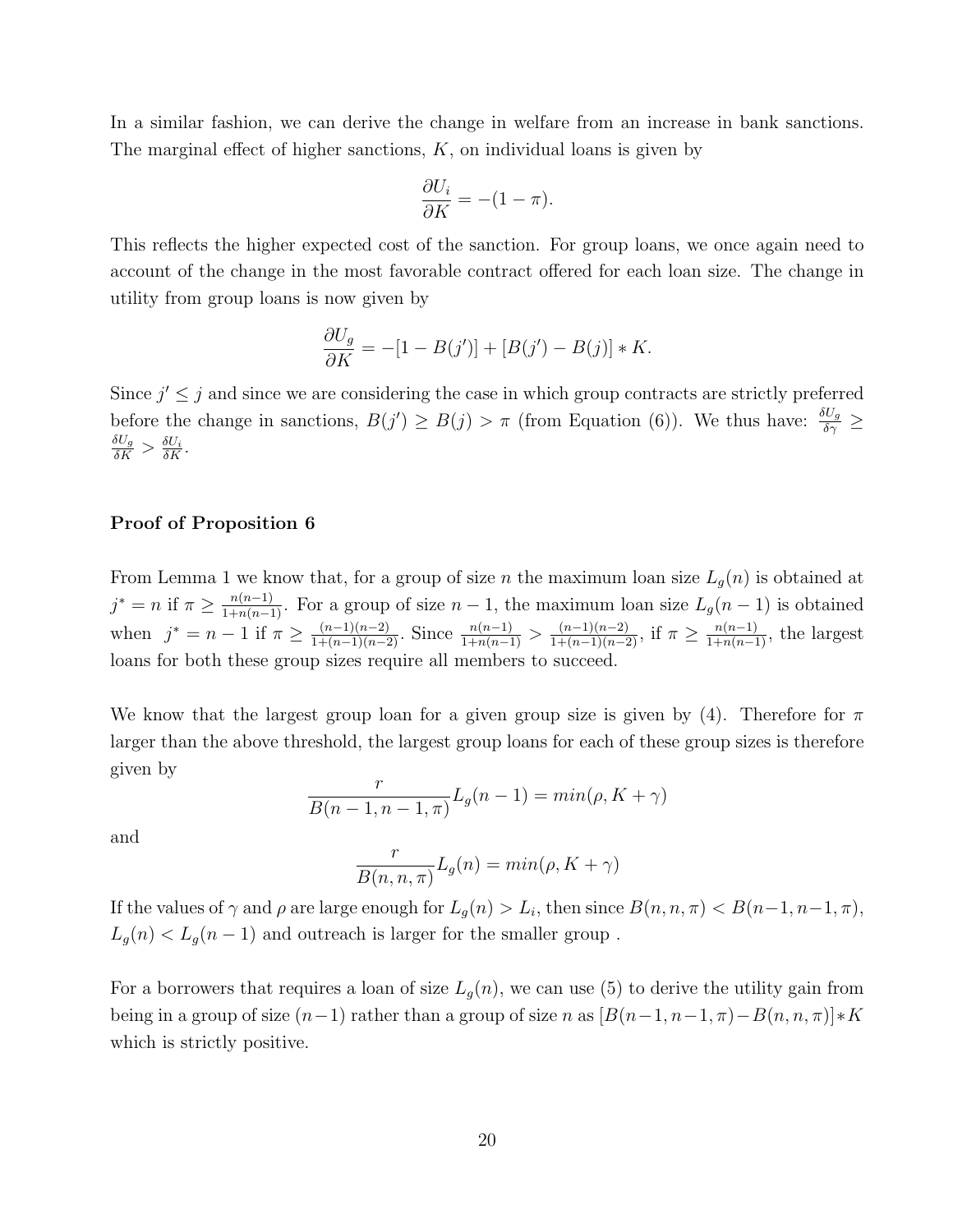In a similar fashion, we can derive the change in welfare from an increase in bank sanctions. The marginal effect of higher sanctions, $K$, on individual loans is given by

$$\frac{\partial U_i}{\partial K} = -(1-\pi).$$

This reflects the higher expected cost of the sanction. For group loans, we once again need to account of the change in the most favorable contract offered for each loan size. The change in utility from group loans is now given by

$$\frac{\partial U_g}{\partial K} = -[1 - B(j')] + [B(j') - B(j)] * K.$$

Since $j' \leq j$ and since we are considering the case in which group contracts are strictly preferred before the change in sanctions, $B(j') \geq B(j) > \pi$ (from Equation (6)). We thus have: $\frac{\delta U_g}{\delta \gamma} \geq \frac{\delta U_g}{\delta K} > \frac{\delta U_i}{\delta K}$.

**Proof of Proposition 6**

From Lemma 1 we know that, for a group of size $n$ the maximum loan size $L_g(n)$ is obtained at $j^* = n$ if $\pi \geq \frac{n(n-1)}{1+n(n-1)}$. For a group of size $n-1$, the maximum loan size $L_g(n-1)$ is obtained when $j^* = n-1$ if $\pi \geq \frac{(n-1)(n-2)}{1+(n-1)(n-2)}$. Since $\frac{n(n-1)}{1+n(n-1)} > \frac{(n-1)(n-2)}{1+(n-1)(n-2)}$, if $\pi \geq \frac{n(n-1)}{1+n(n-1)}$, the largest loans for both these group sizes require all members to succeed.

We know that the largest group loan for a given group size is given by (4). Therefore for $\pi$ larger than the above threshold, the largest group loans for each of these group sizes is therefore given by

$$\frac{r}{B(n-1, n-1, \pi)} L_g(n-1) = min(\rho, K + \gamma)$$

and

$$\frac{r}{B(n, n, \pi)} L_g(n) = min(\rho, K + \gamma)$$

If the values of $\gamma$ and $\rho$ are large enough for $L_g(n) > L_i$, then since $B(n, n, \pi) < B(n-1, n-1, \pi)$, $L_g(n) < L_g(n-1)$ and outreach is larger for the smaller group .

For a borrowers that requires a loan of size $L_g(n)$, we can use (5) to derive the utility gain from being in a group of size $(n-1)$ rather than a group of size $n$ as $[B(n-1, n-1, \pi) - B(n, n, \pi)] * K$ which is strictly positive.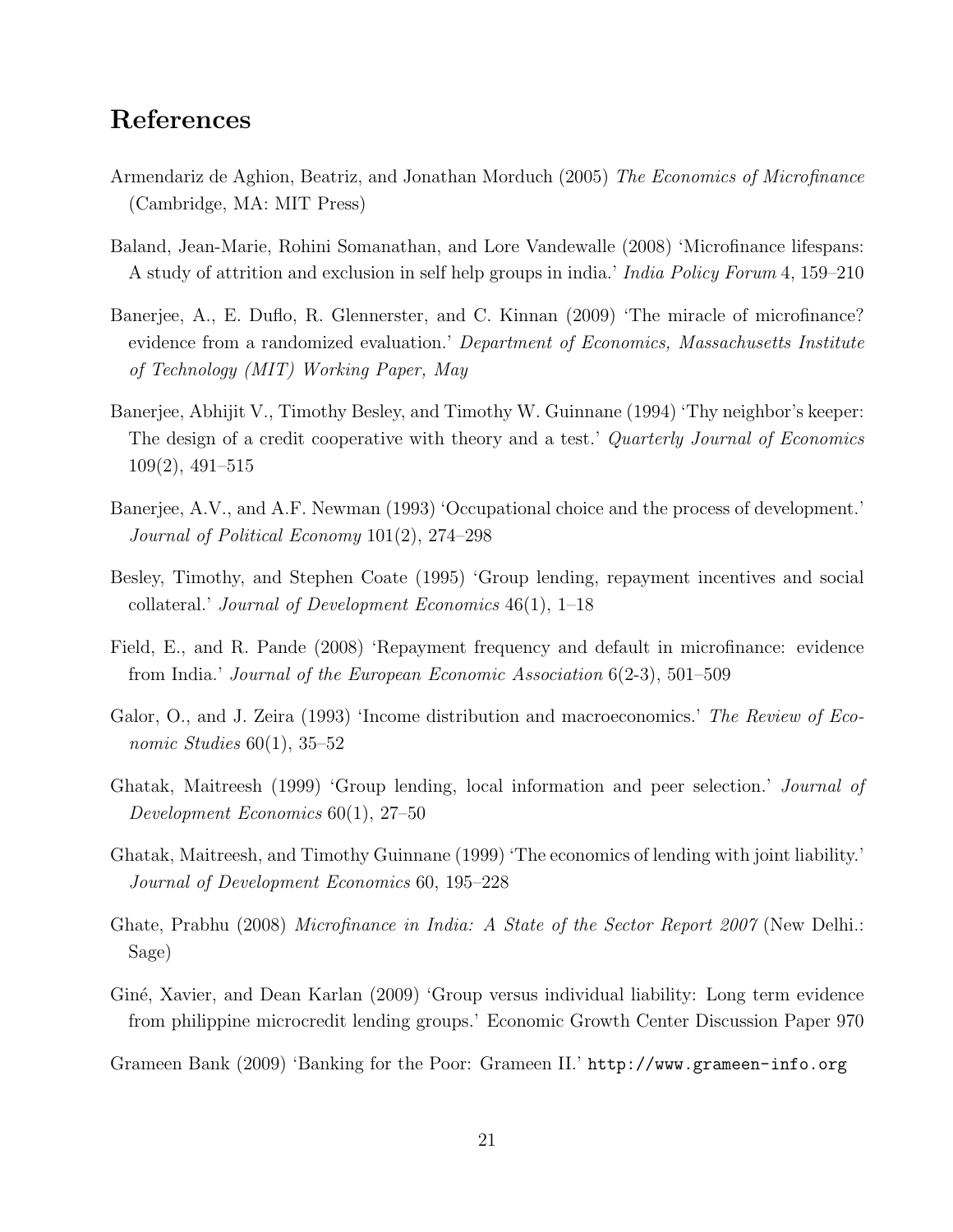## References

Armendariz de Aghion, Beatriz, and Jonathan Morduch (2005) *The Economics of Microfinance* (Cambridge, MA: MIT Press)

Baland, Jean-Marie, Rohini Somanathan, and Lore Vandewalle (2008) 'Microfinance lifespans: A study of attrition and exclusion in self help groups in india.' *India Policy Forum* 4, 159–210

Banerjee, A., E. Duflo, R. Glennerster, and C. Kinnan (2009) 'The miracle of microfinance? evidence from a randomized evaluation.' *Department of Economics, Massachusetts Institute of Technology (MIT) Working Paper, May*

Banerjee, Abhijit V., Timothy Besley, and Timothy W. Guinnane (1994) 'Thy neighbor's keeper: The design of a credit cooperative with theory and a test.' *Quarterly Journal of Economics* 109(2), 491–515

Banerjee, A.V., and A.F. Newman (1993) 'Occupational choice and the process of development.' *Journal of Political Economy* 101(2), 274–298

Besley, Timothy, and Stephen Coate (1995) 'Group lending, repayment incentives and social collateral.' *Journal of Development Economics* 46(1), 1–18

Field, E., and R. Pande (2008) 'Repayment frequency and default in microfinance: evidence from India.' *Journal of the European Economic Association* 6(2-3), 501–509

Galor, O., and J. Zeira (1993) 'Income distribution and macroeconomics.' *The Review of Economic Studies* 60(1), 35–52

Ghatak, Maitreesh (1999) 'Group lending, local information and peer selection.' *Journal of Development Economics* 60(1), 27–50

Ghatak, Maitreesh, and Timothy Guinnane (1999) 'The economics of lending with joint liability.' *Journal of Development Economics* 60, 195–228

Ghate, Prabhu (2008) *Microfinance in India: A State of the Sector Report 2007* (New Delhi.: Sage)

Giné, Xavier, and Dean Karlan (2009) 'Group versus individual liability: Long term evidence from philippine microcredit lending groups.' Economic Growth Center Discussion Paper 970

Grameen Bank (2009) 'Banking for the Poor: Grameen II.' `http://www.grameen-info.org`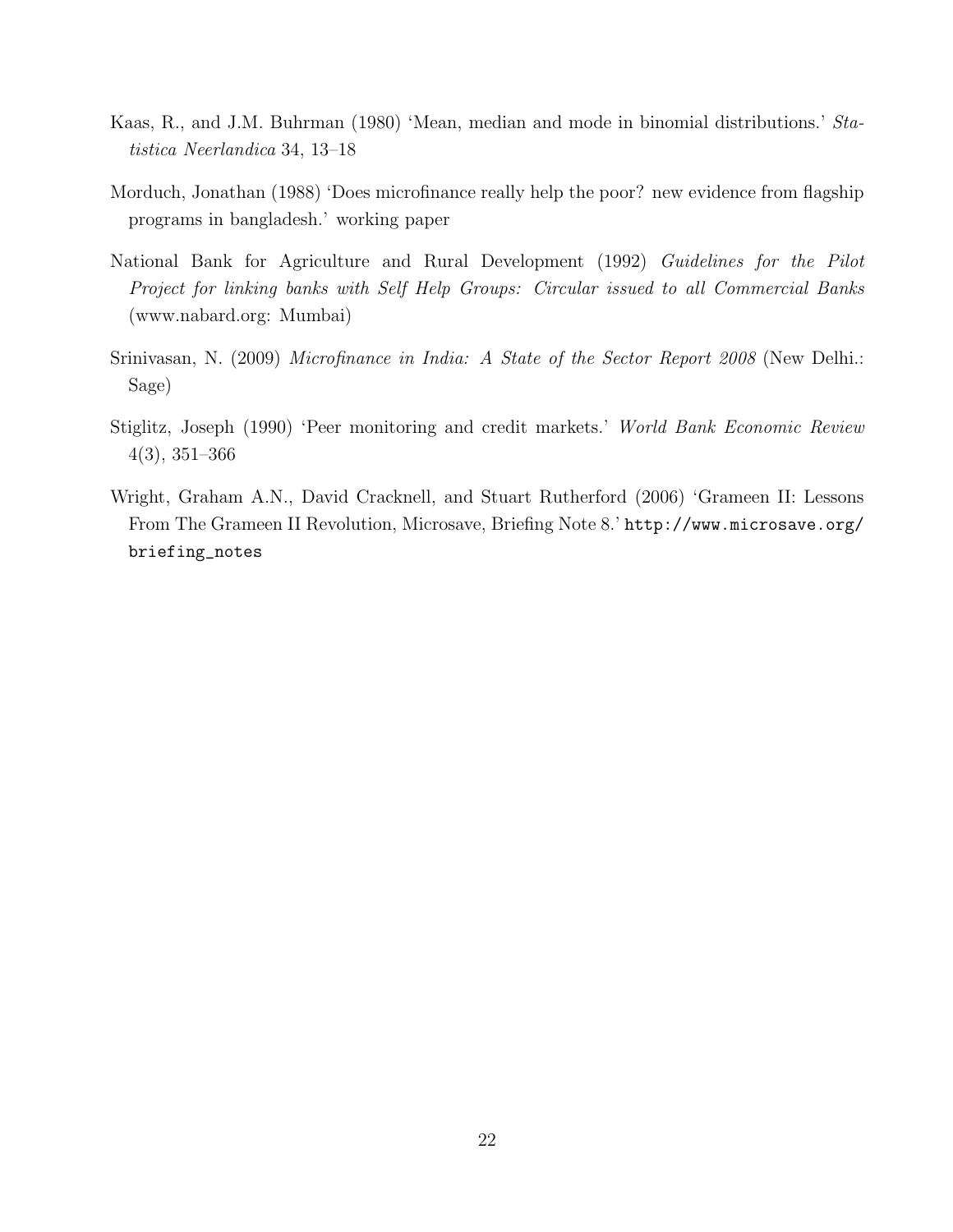Kaas, R., and J.M. Buhrman (1980) 'Mean, median and mode in binomial distributions.' *Statistica Neerlandica* 34, 13–18

Morduch, Jonathan (1988) 'Does microfinance really help the poor? new evidence from flagship programs in bangladesh.' working paper

National Bank for Agriculture and Rural Development (1992) *Guidelines for the Pilot Project for linking banks with Self Help Groups: Circular issued to all Commercial Banks* (www.nabard.org: Mumbai)

Srinivasan, N. (2009) *Microfinance in India: A State of the Sector Report 2008* (New Delhi.: Sage)

Stiglitz, Joseph (1990) 'Peer monitoring and credit markets.' *World Bank Economic Review* 4(3), 351–366

Wright, Graham A.N., David Cracknell, and Stuart Rutherford (2006) 'Grameen II: Lessons From The Grameen II Revolution, Microsave, Briefing Note 8.' `http://www.microsave.org/briefing_notes`